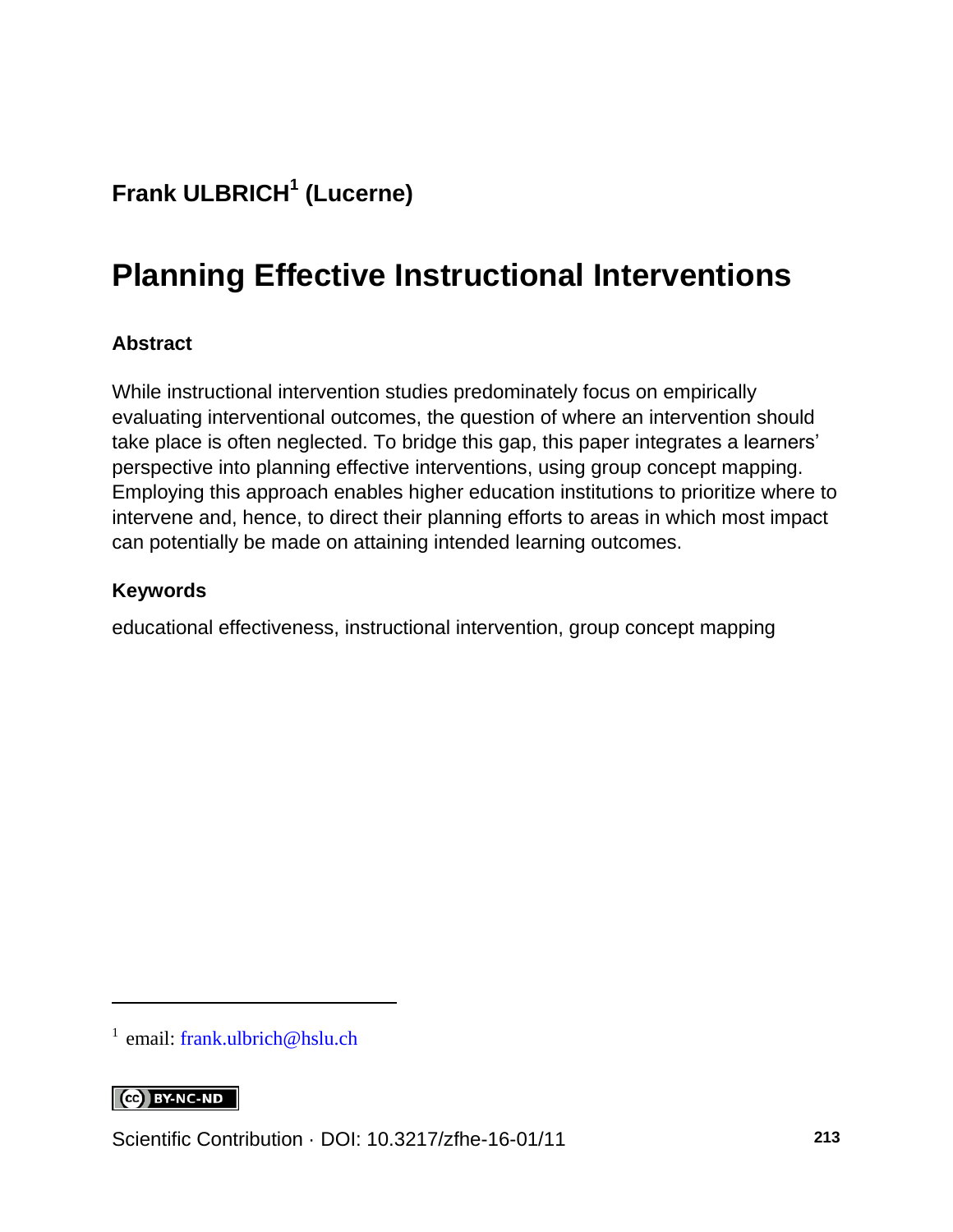**Frank ULBRICH[1] (Lucerne)**

# Planning Effective Instructional Interventions

### Abstract

While instructional intervention studies predominately focus on empirically evaluating interventional outcomes, the question of where an intervention should take place is often neglected. To bridge this gap, this paper integrates a learners' perspective into planning effective interventions, using group concept mapping. Employing this approach enables higher education institutions to prioritize where to intervene and, hence, to direct their planning efforts to areas in which most impact can potentially be made on attaining intended learning outcomes.

### Keywords

educational effectiveness, instructional intervention, group concept mapping

---

[1] email: frank.ulbrich@hslu.ch

BY-NC-ND

Scientific Contribution · DOI: 10.3217/zfhe-16-01/11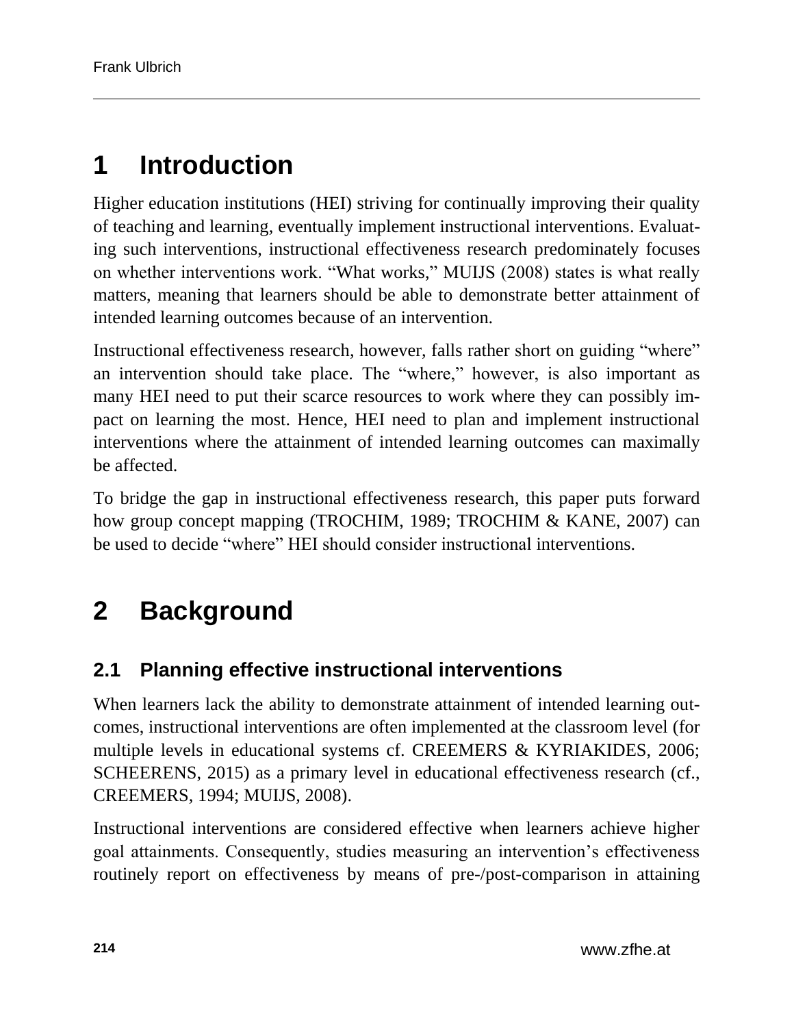# 1 Introduction

Higher education institutions (HEI) striving for continually improving their quality of teaching and learning, eventually implement instructional interventions. Evaluating such interventions, instructional effectiveness research predominately focuses on whether interventions work. "What works," MUIJS (2008) states is what really matters, meaning that learners should be able to demonstrate better attainment of intended learning outcomes because of an intervention.

Instructional effectiveness research, however, falls rather short on guiding "where" an intervention should take place. The "where," however, is also important as many HEI need to put their scarce resources to work where they can possibly impact on learning the most. Hence, HEI need to plan and implement instructional interventions where the attainment of intended learning outcomes can maximally be affected.

To bridge the gap in instructional effectiveness research, this paper puts forward how group concept mapping (TROCHIM, 1989; TROCHIM & KANE, 2007) can be used to decide "where" HEI should consider instructional interventions.

# 2 Background

## 2.1 Planning effective instructional interventions

When learners lack the ability to demonstrate attainment of intended learning outcomes, instructional interventions are often implemented at the classroom level (for multiple levels in educational systems cf. CREEMERS & KYRIAKIDES, 2006; SCHEERENS, 2015) as a primary level in educational effectiveness research (cf., CREEMERS, 1994; MUIJS, 2008).

Instructional interventions are considered effective when learners achieve higher goal attainments. Consequently, studies measuring an intervention's effectiveness routinely report on effectiveness by means of pre-/post-comparison in attaining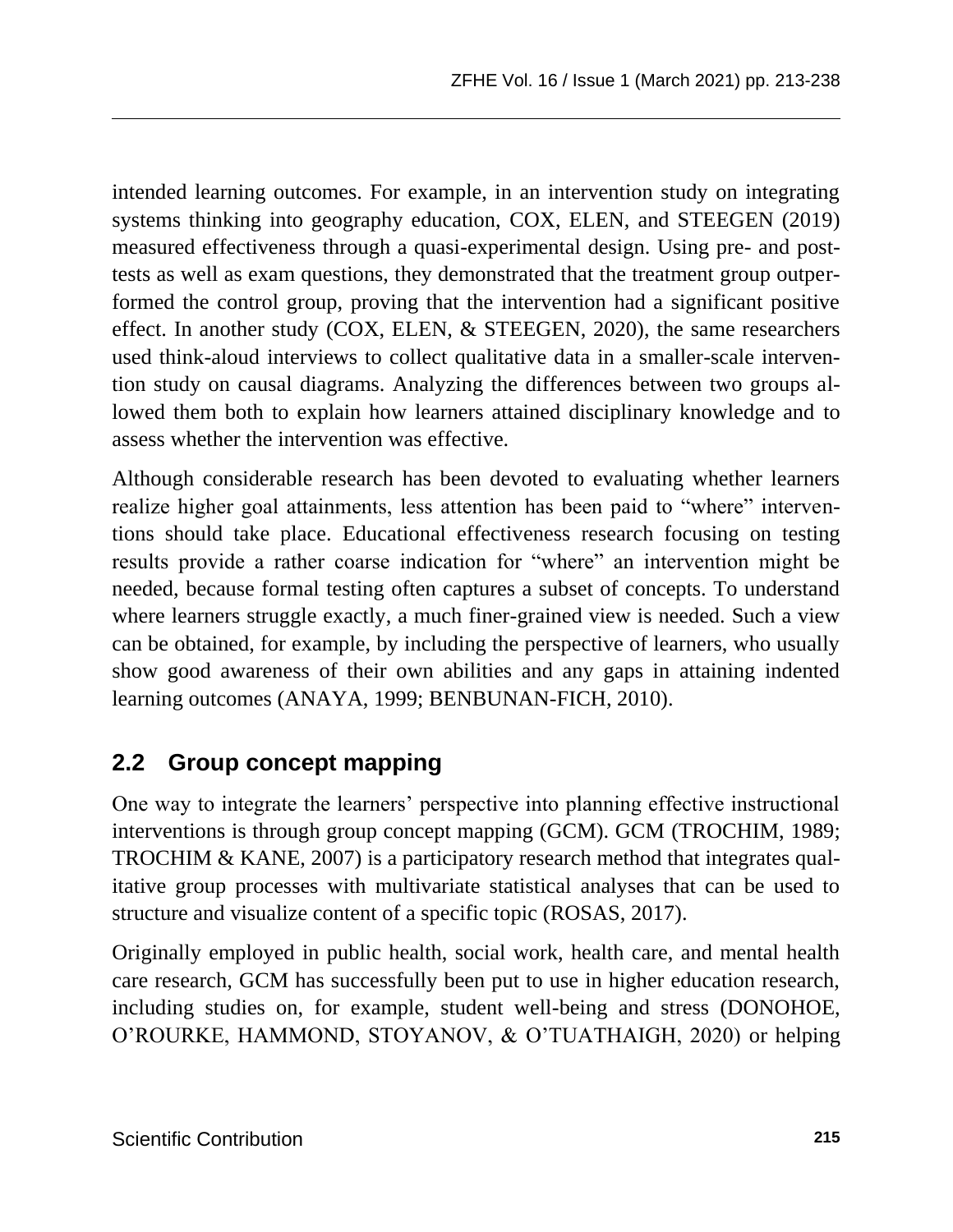intended learning outcomes. For example, in an intervention study on integrating systems thinking into geography education, COX, ELEN, and STEEGEN (2019) measured effectiveness through a quasi-experimental design. Using pre- and post-tests as well as exam questions, they demonstrated that the treatment group outperformed the control group, proving that the intervention had a significant positive effect. In another study (COX, ELEN, & STEEGEN, 2020), the same researchers used think-aloud interviews to collect qualitative data in a smaller-scale intervention study on causal diagrams. Analyzing the differences between two groups allowed them both to explain how learners attained disciplinary knowledge and to assess whether the intervention was effective.

Although considerable research has been devoted to evaluating whether learners realize higher goal attainments, less attention has been paid to "where" interventions should take place. Educational effectiveness research focusing on testing results provide a rather coarse indication for "where" an intervention might be needed, because formal testing often captures a subset of concepts. To understand where learners struggle exactly, a much finer-grained view is needed. Such a view can be obtained, for example, by including the perspective of learners, who usually show good awareness of their own abilities and any gaps in attaining indented learning outcomes (ANAYA, 1999; BENBUNAN-FICH, 2010).

## 2.2 Group concept mapping

One way to integrate the learners' perspective into planning effective instructional interventions is through group concept mapping (GCM). GCM (TROCHIM, 1989; TROCHIM & KANE, 2007) is a participatory research method that integrates qualitative group processes with multivariate statistical analyses that can be used to structure and visualize content of a specific topic (ROSAS, 2017).

Originally employed in public health, social work, health care, and mental health care research, GCM has successfully been put to use in higher education research, including studies on, for example, student well-being and stress (DONOHOE, O'ROURKE, HAMMOND, STOYANOV, & O'TUATHAIGH, 2020) or helping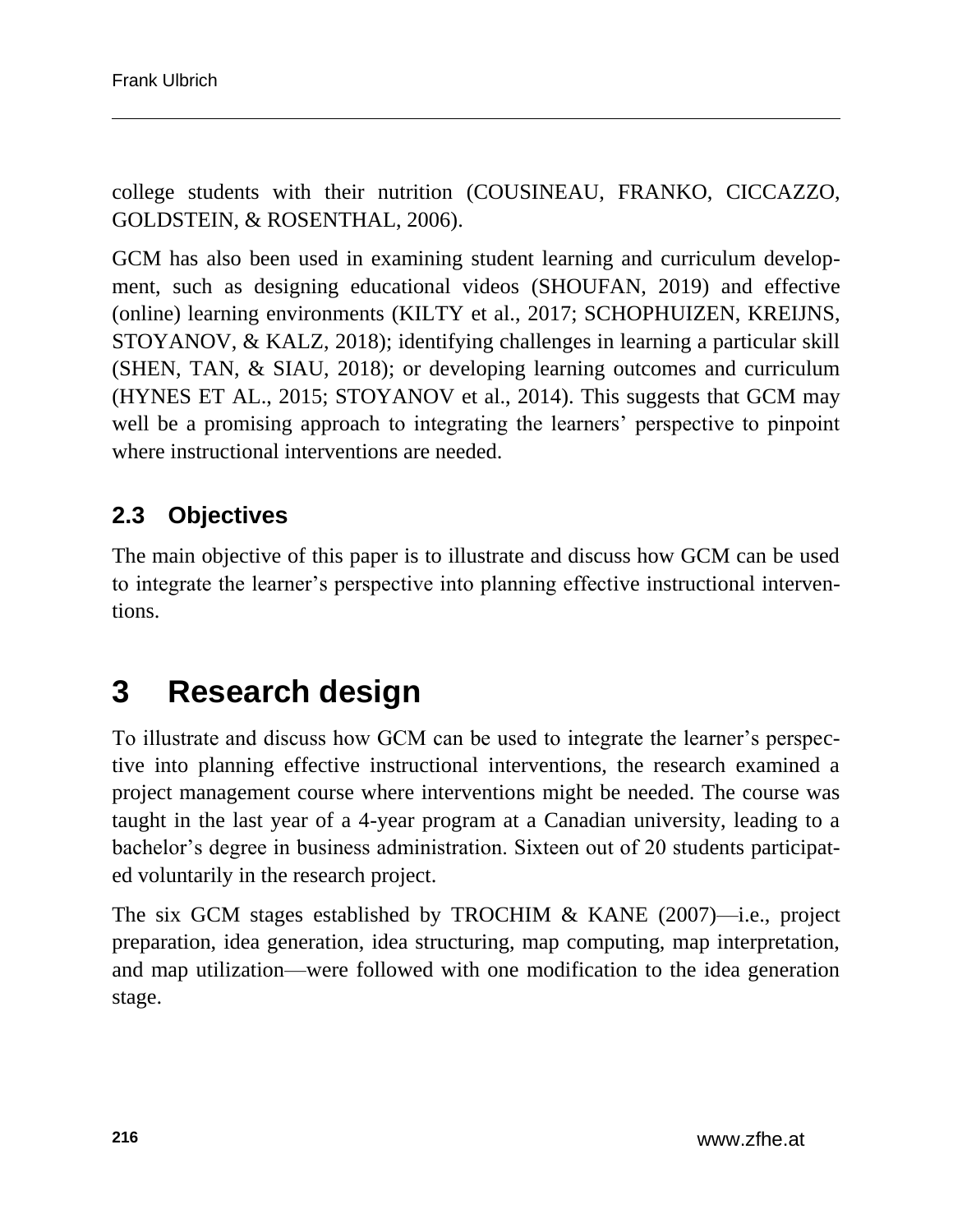college students with their nutrition (COUSINEAU, FRANKO, CICCAZZO, GOLDSTEIN, & ROSENTHAL, 2006).

GCM has also been used in examining student learning and curriculum development, such as designing educational videos (SHOUFAN, 2019) and effective (online) learning environments (KILTY et al., 2017; SCHOPHUIZEN, KREIJNS, STOYANOV, & KALZ, 2018); identifying challenges in learning a particular skill (SHEN, TAN, & SIAU, 2018); or developing learning outcomes and curriculum (HYNES ET AL., 2015; STOYANOV et al., 2014). This suggests that GCM may well be a promising approach to integrating the learners' perspective to pinpoint where instructional interventions are needed.

### 2.3 Objectives

The main objective of this paper is to illustrate and discuss how GCM can be used to integrate the learner's perspective into planning effective instructional interventions.

## 3 Research design

To illustrate and discuss how GCM can be used to integrate the learner's perspective into planning effective instructional interventions, the research examined a project management course where interventions might be needed. The course was taught in the last year of a 4-year program at a Canadian university, leading to a bachelor's degree in business administration. Sixteen out of 20 students participated voluntarily in the research project.

The six GCM stages established by TROCHIM & KANE (2007)—i.e., project preparation, idea generation, idea structuring, map computing, map interpretation, and map utilization—were followed with one modification to the idea generation stage.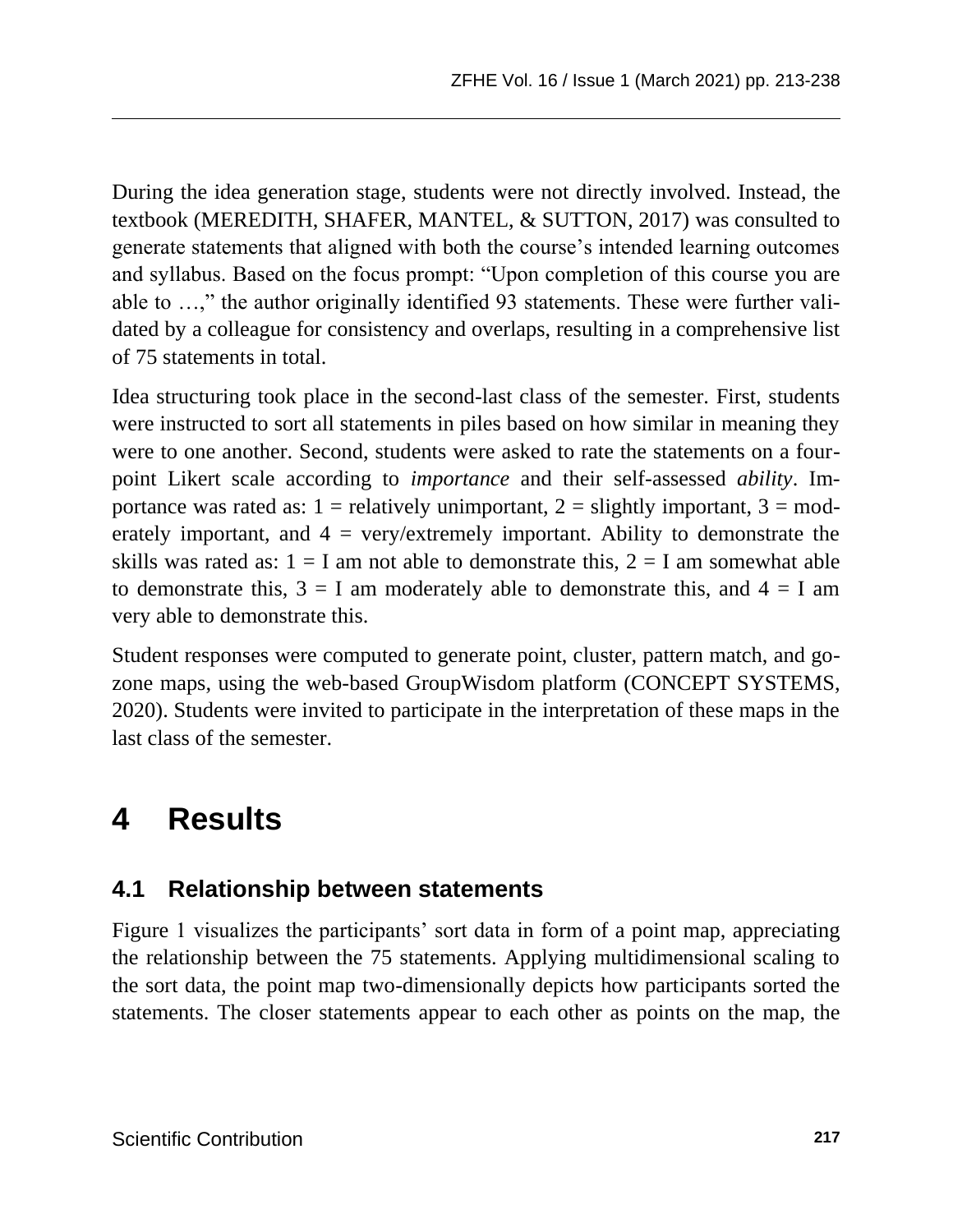During the idea generation stage, students were not directly involved. Instead, the textbook (MEREDITH, SHAFER, MANTEL, & SUTTON, 2017) was consulted to generate statements that aligned with both the course's intended learning outcomes and syllabus. Based on the focus prompt: "Upon completion of this course you are able to …," the author originally identified 93 statements. These were further validated by a colleague for consistency and overlaps, resulting in a comprehensive list of 75 statements in total.

Idea structuring took place in the second-last class of the semester. First, students were instructed to sort all statements in piles based on how similar in meaning they were to one another. Second, students were asked to rate the statements on a four-point Likert scale according to *importance* and their self-assessed *ability*. Importance was rated as: 1 = relatively unimportant, 2 = slightly important, 3 = moderately important, and 4 = very/extremely important. Ability to demonstrate the skills was rated as: 1 = I am not able to demonstrate this, 2 = I am somewhat able to demonstrate this, 3 = I am moderately able to demonstrate this, and 4 = I am very able to demonstrate this.

Student responses were computed to generate point, cluster, pattern match, and go-zone maps, using the web-based GroupWisdom platform (CONCEPT SYSTEMS, 2020). Students were invited to participate in the interpretation of these maps in the last class of the semester.

# 4 Results

## 4.1 Relationship between statements

Figure 1 visualizes the participants' sort data in form of a point map, appreciating the relationship between the 75 statements. Applying multidimensional scaling to the sort data, the point map two-dimensionally depicts how participants sorted the statements. The closer statements appear to each other as points on the map, the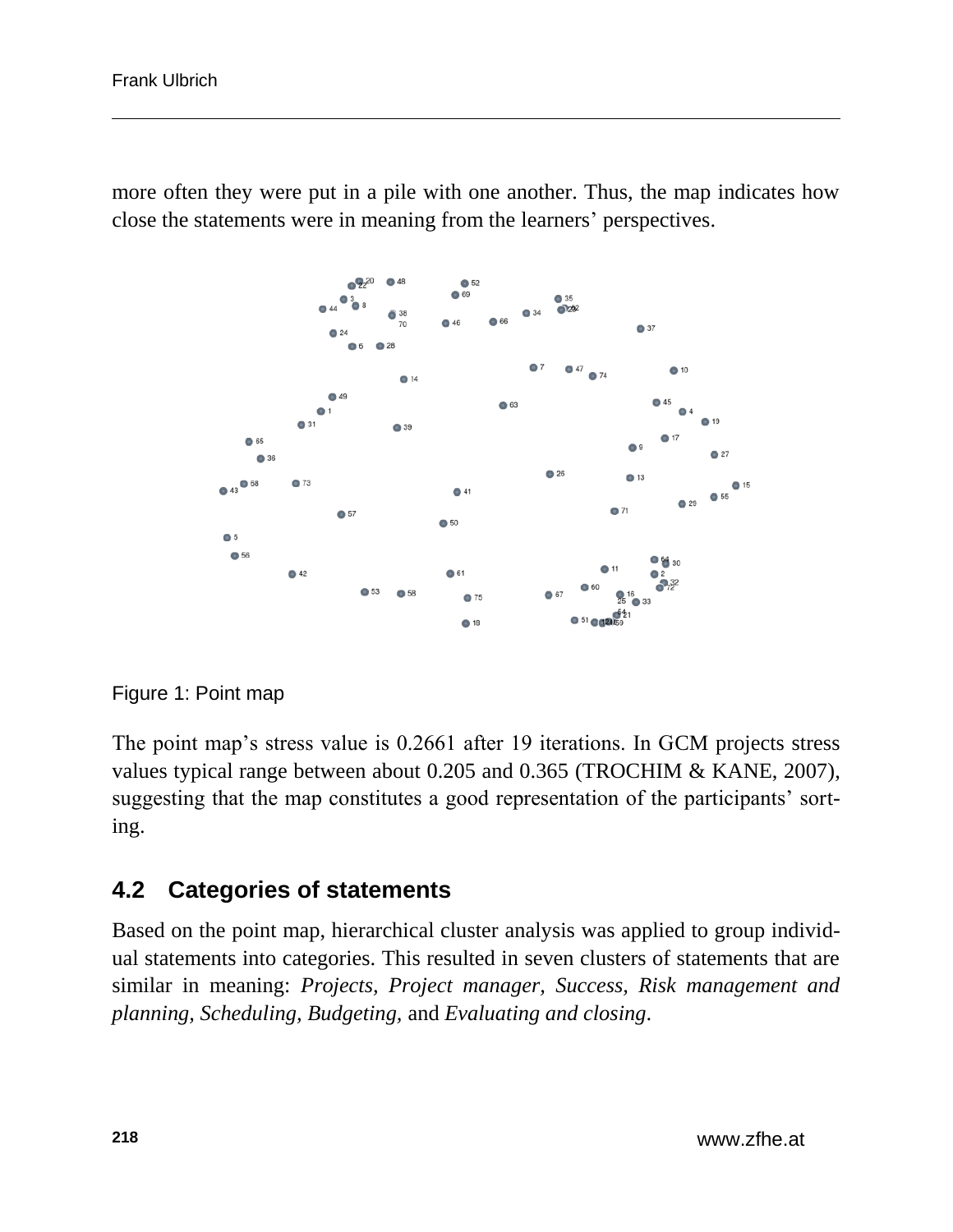more often they were put in a pile with one another. Thus, the map indicates how close the statements were in meaning from the learners' perspectives.

Figure 1: Point map

The point map's stress value is 0.2661 after 19 iterations. In GCM projects stress values typical range between about 0.205 and 0.365 (TROCHIM & KANE, 2007), suggesting that the map constitutes a good representation of the participants' sorting.

## 4.2 Categories of statements

Based on the point map, hierarchical cluster analysis was applied to group individual statements into categories. This resulted in seven clusters of statements that are similar in meaning: *Projects, Project manager, Success, Risk management and planning, Scheduling, Budgeting,* and *Evaluating and closing*.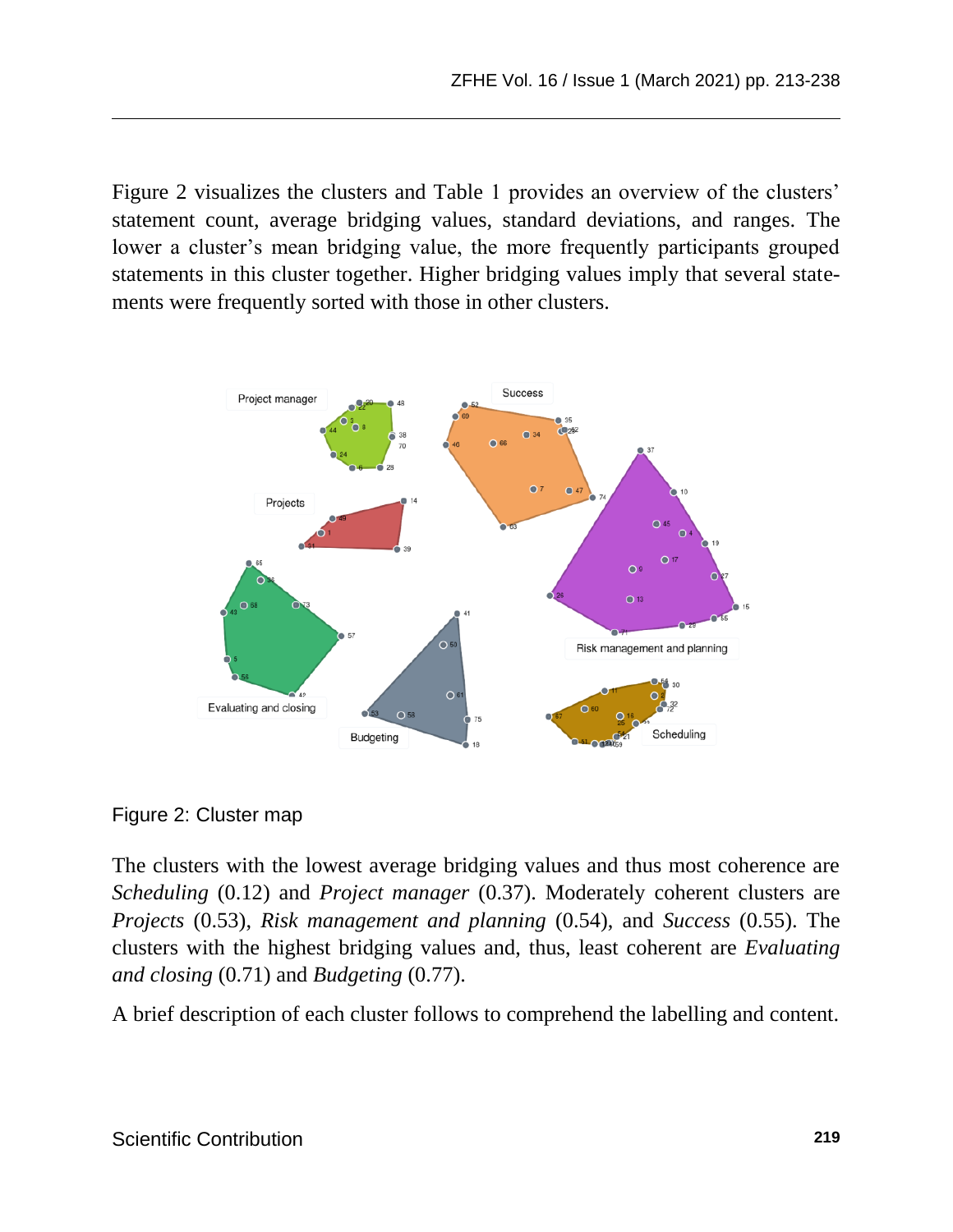Figure 2 visualizes the clusters and Table 1 provides an overview of the clusters' statement count, average bridging values, standard deviations, and ranges. The lower a cluster's mean bridging value, the more frequently participants grouped statements in this cluster together. Higher bridging values imply that several statements were frequently sorted with those in other clusters.

Figure 2: Cluster map

The clusters with the lowest average bridging values and thus most coherence are *Scheduling* (0.12) and *Project manager* (0.37). Moderately coherent clusters are *Projects* (0.53), *Risk management and planning* (0.54), and *Success* (0.55). The clusters with the highest bridging values and, thus, least coherent are *Evaluating and closing* (0.71) and *Budgeting* (0.77).

A brief description of each cluster follows to comprehend the labelling and content.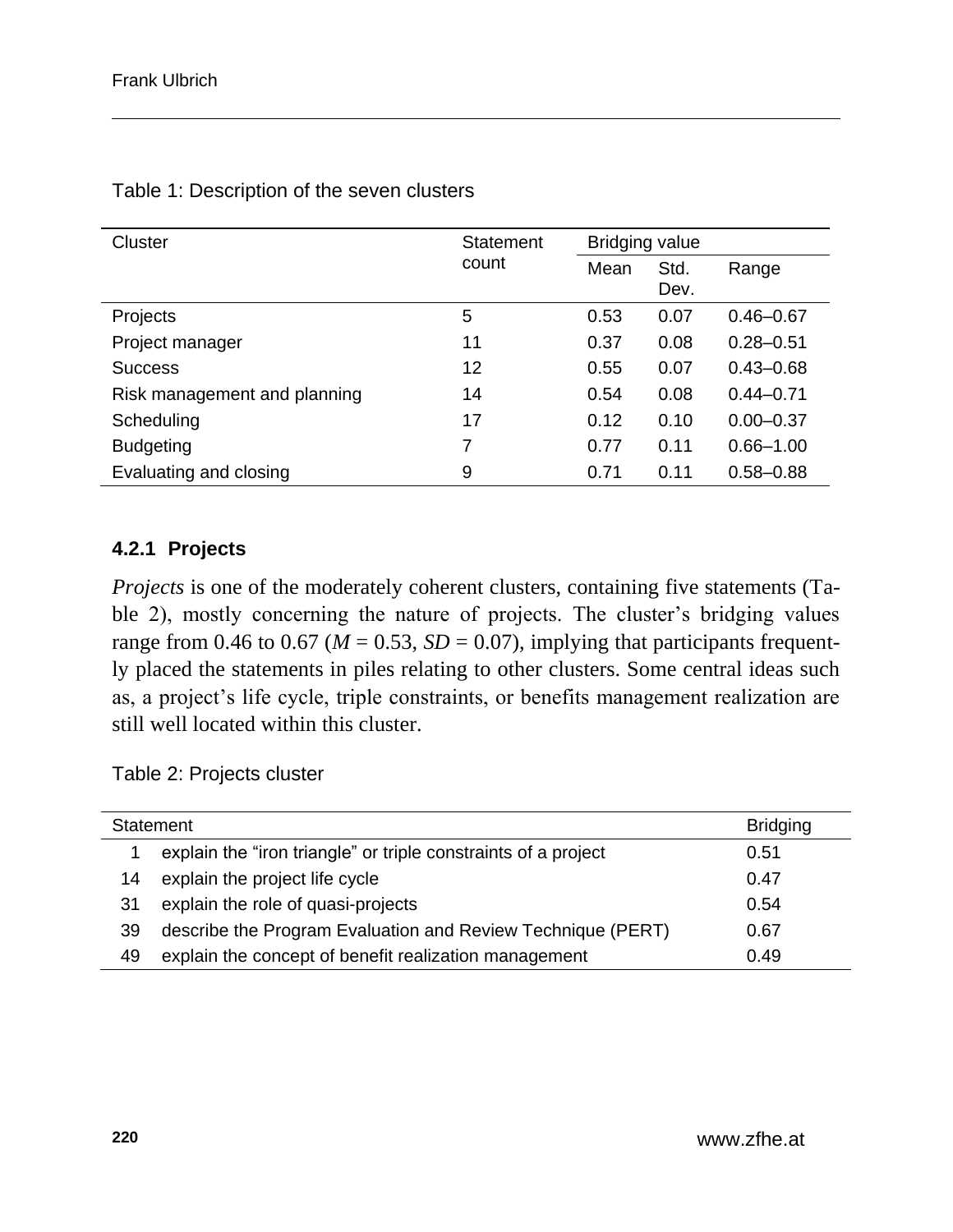Table 1: Description of the seven clusters

| Cluster | Statement count | Bridging value | | |
|---|---|---|---|---|
| | | Mean | Std. Dev. | Range |
| Projects | 5 | 0.53 | 0.07 | 0.46–0.67 |
| Project manager | 11 | 0.37 | 0.08 | 0.28–0.51 |
| Success | 12 | 0.55 | 0.07 | 0.43–0.68 |
| Risk management and planning | 14 | 0.54 | 0.08 | 0.44–0.71 |
| Scheduling | 17 | 0.12 | 0.10 | 0.00–0.37 |
| Budgeting | 7 | 0.77 | 0.11 | 0.66–1.00 |
| Evaluating and closing | 9 | 0.71 | 0.11 | 0.58–0.88 |

#### 4.2.1 Projects

*Projects* is one of the moderately coherent clusters, containing five statements (Table 2), mostly concerning the nature of projects. The cluster's bridging values range from 0.46 to 0.67 ($M = 0.53$, $SD = 0.07$), implying that participants frequently placed the statements in piles relating to other clusters. Some central ideas such as, a project's life cycle, triple constraints, or benefits management realization are still well located within this cluster.

Table 2: Projects cluster

| | Statement | Bridging |
|---|---|---|
| 1 | explain the "iron triangle" or triple constraints of a project | 0.51 |
| 14 | explain the project life cycle | 0.47 |
| 31 | explain the role of quasi-projects | 0.54 |
| 39 | describe the Program Evaluation and Review Technique (PERT) | 0.67 |
| 49 | explain the concept of benefit realization management | 0.49 |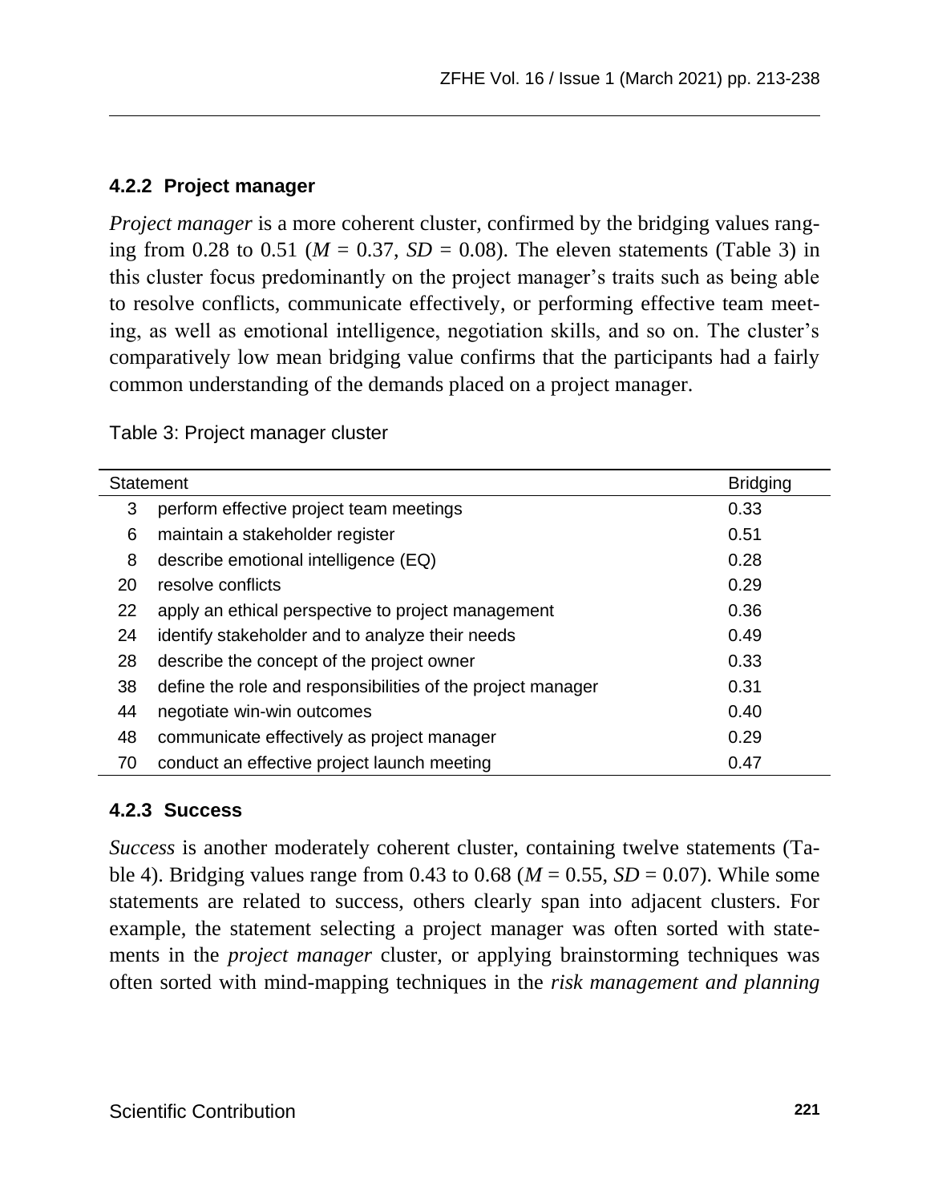### 4.2.2 Project manager

*Project manager* is a more coherent cluster, confirmed by the bridging values ranging from 0.28 to 0.51 ($M = 0.37$, $SD = 0.08$). The eleven statements (Table 3) in this cluster focus predominantly on the project manager's traits such as being able to resolve conflicts, communicate effectively, or performing effective team meeting, as well as emotional intelligence, negotiation skills, and so on. The cluster's comparatively low mean bridging value confirms that the participants had a fairly common understanding of the demands placed on a project manager.

Table 3: Project manager cluster

| Statement | | Bridging |
|---|---|---|
| 3 | perform effective project team meetings | 0.33 |
| 6 | maintain a stakeholder register | 0.51 |
| 8 | describe emotional intelligence (EQ) | 0.28 |
| 20 | resolve conflicts | 0.29 |
| 22 | apply an ethical perspective to project management | 0.36 |
| 24 | identify stakeholder and to analyze their needs | 0.49 |
| 28 | describe the concept of the project owner | 0.33 |
| 38 | define the role and responsibilities of the project manager | 0.31 |
| 44 | negotiate win-win outcomes | 0.40 |
| 48 | communicate effectively as project manager | 0.29 |
| 70 | conduct an effective project launch meeting | 0.47 |

### 4.2.3 Success

*Success* is another moderately coherent cluster, containing twelve statements (Table 4). Bridging values range from 0.43 to 0.68 ($M = 0.55$, $SD = 0.07$). While some statements are related to success, others clearly span into adjacent clusters. For example, the statement selecting a project manager was often sorted with statements in the *project manager* cluster, or applying brainstorming techniques was often sorted with mind-mapping techniques in the *risk management and planning*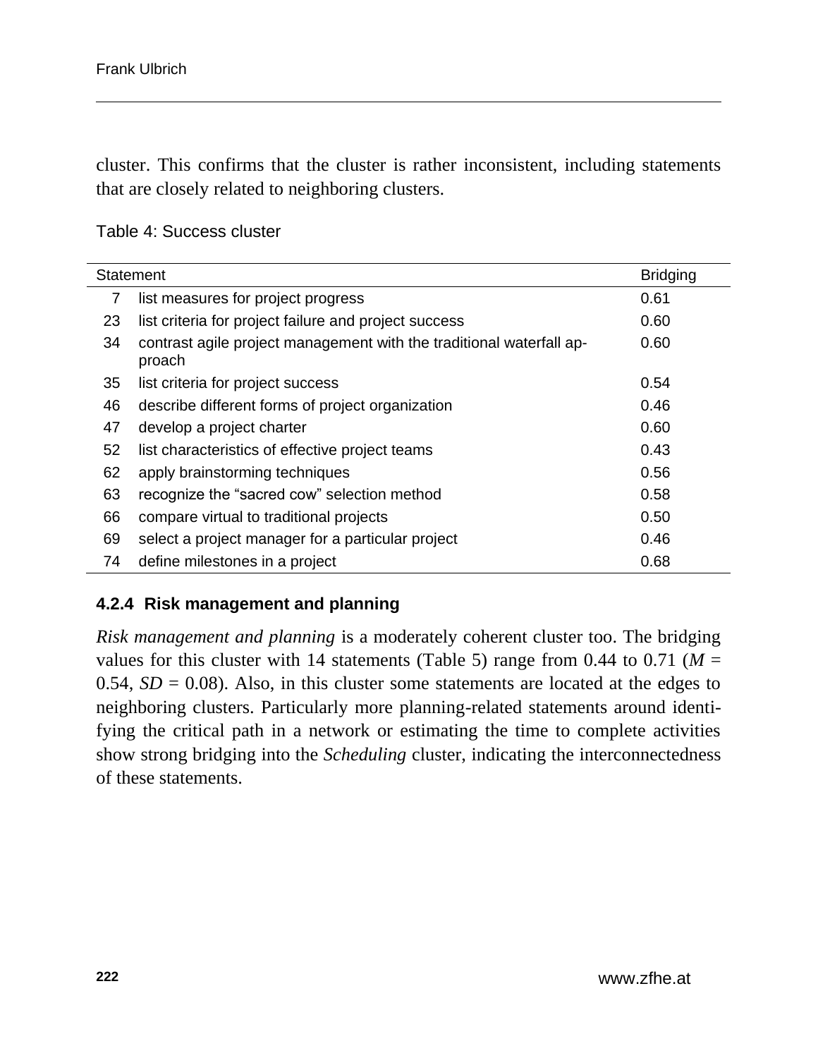cluster. This confirms that the cluster is rather inconsistent, including statements that are closely related to neighboring clusters.

Table 4: Success cluster

| Statement | | Bridging |
|---|---|---|
| 7 | list measures for project progress | 0.61 |
| 23 | list criteria for project failure and project success | 0.60 |
| 34 | contrast agile project management with the traditional waterfall approach | 0.60 |
| 35 | list criteria for project success | 0.54 |
| 46 | describe different forms of project organization | 0.46 |
| 47 | develop a project charter | 0.60 |
| 52 | list characteristics of effective project teams | 0.43 |
| 62 | apply brainstorming techniques | 0.56 |
| 63 | recognize the “sacred cow” selection method | 0.58 |
| 66 | compare virtual to traditional projects | 0.50 |
| 69 | select a project manager for a particular project | 0.46 |
| 74 | define milestones in a project | 0.68 |

#### 4.2.4 Risk management and planning

*Risk management and planning* is a moderately coherent cluster too. The bridging values for this cluster with 14 statements (Table 5) range from 0.44 to 0.71 ($M$ = 0.54, $SD$ = 0.08). Also, in this cluster some statements are located at the edges to neighboring clusters. Particularly more planning-related statements around identifying the critical path in a network or estimating the time to complete activities show strong bridging into the *Scheduling* cluster, indicating the interconnectedness of these statements.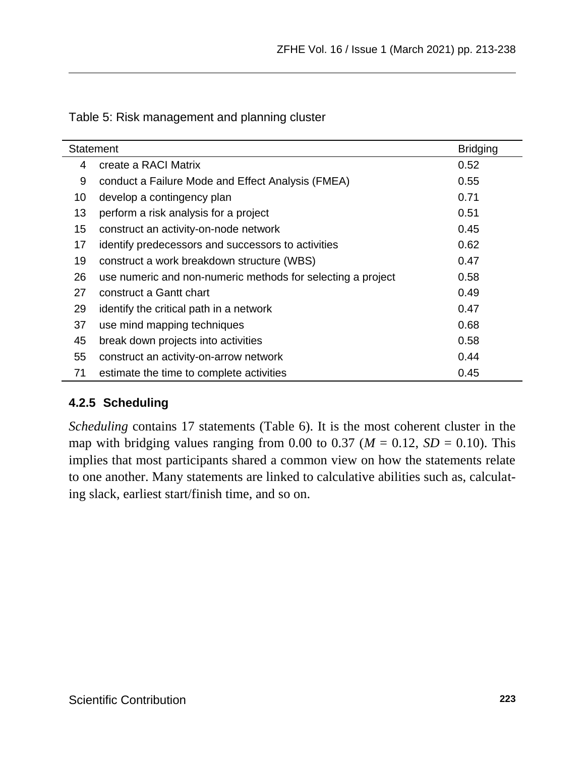Table 5: Risk management and planning cluster

| | Statement | Bridging |
|---|---|---|
| 4 | create a RACI Matrix | 0.52 |
| 9 | conduct a Failure Mode and Effect Analysis (FMEA) | 0.55 |
| 10 | develop a contingency plan | 0.71 |
| 13 | perform a risk analysis for a project | 0.51 |
| 15 | construct an activity-on-node network | 0.45 |
| 17 | identify predecessors and successors to activities | 0.62 |
| 19 | construct a work breakdown structure (WBS) | 0.47 |
| 26 | use numeric and non-numeric methods for selecting a project | 0.58 |
| 27 | construct a Gantt chart | 0.49 |
| 29 | identify the critical path in a network | 0.47 |
| 37 | use mind mapping techniques | 0.68 |
| 45 | break down projects into activities | 0.58 |
| 55 | construct an activity-on-arrow network | 0.44 |
| 71 | estimate the time to complete activities | 0.45 |

### 4.2.5 Scheduling

*Scheduling* contains 17 statements (Table 6). It is the most coherent cluster in the map with bridging values ranging from 0.00 to 0.37 ($M$ = 0.12, $SD$ = 0.10). This implies that most participants shared a common view on how the statements relate to one another. Many statements are linked to calculative abilities such as, calculating slack, earliest start/finish time, and so on.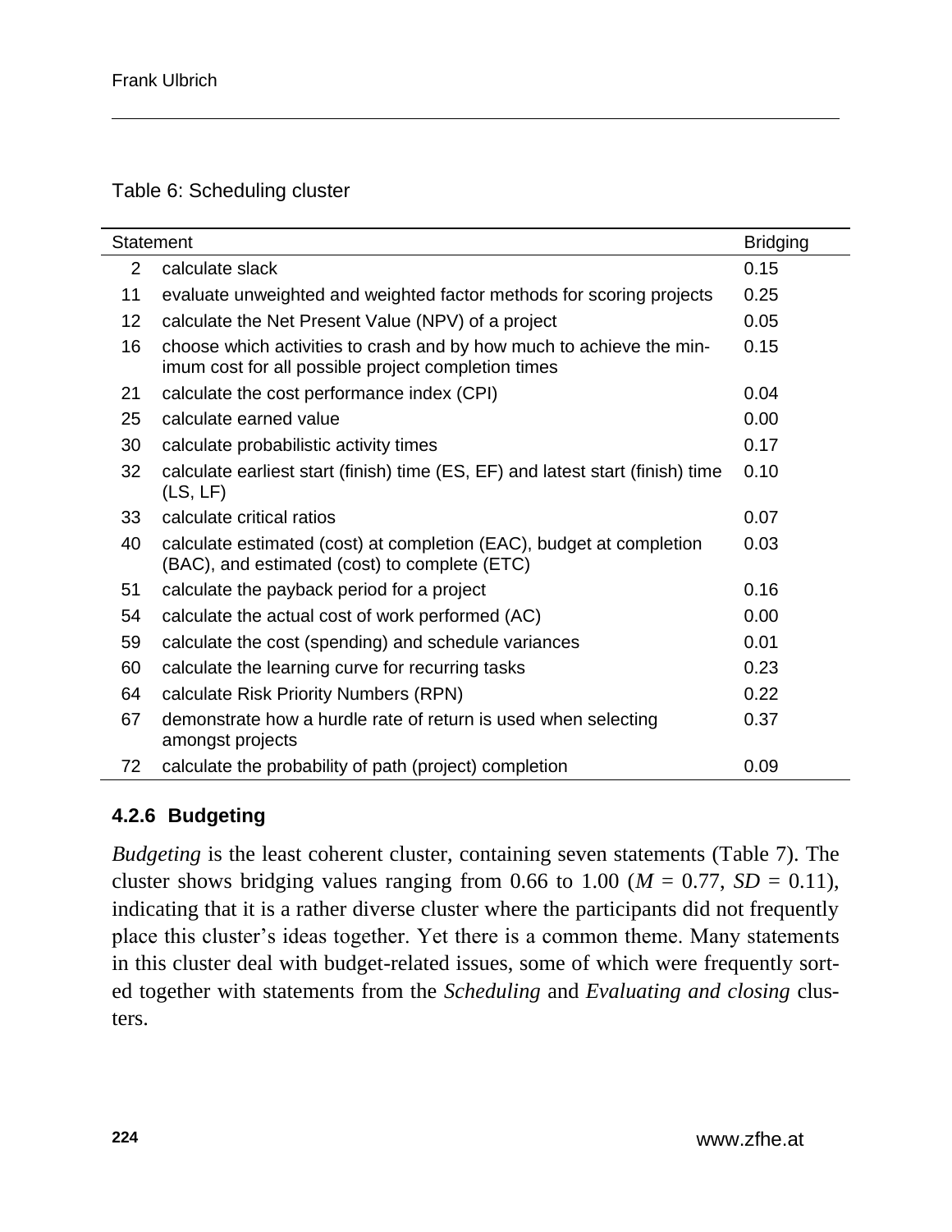Table 6: Scheduling cluster

| | Statement | Bridging |
|---|---|---|
| 2 | calculate slack | 0.15 |
| 11 | evaluate unweighted and weighted factor methods for scoring projects | 0.25 |
| 12 | calculate the Net Present Value (NPV) of a project | 0.05 |
| 16 | choose which activities to crash and by how much to achieve the minimum cost for all possible project completion times | 0.15 |
| 21 | calculate the cost performance index (CPI) | 0.04 |
| 25 | calculate earned value | 0.00 |
| 30 | calculate probabilistic activity times | 0.17 |
| 32 | calculate earliest start (finish) time (ES, EF) and latest start (finish) time (LS, LF) | 0.10 |
| 33 | calculate critical ratios | 0.07 |
| 40 | calculate estimated (cost) at completion (EAC), budget at completion (BAC), and estimated (cost) to complete (ETC) | 0.03 |
| 51 | calculate the payback period for a project | 0.16 |
| 54 | calculate the actual cost of work performed (AC) | 0.00 |
| 59 | calculate the cost (spending) and schedule variances | 0.01 |
| 60 | calculate the learning curve for recurring tasks | 0.23 |
| 64 | calculate Risk Priority Numbers (RPN) | 0.22 |
| 67 | demonstrate how a hurdle rate of return is used when selecting amongst projects | 0.37 |
| 72 | calculate the probability of path (project) completion | 0.09 |

### 4.2.6 Budgeting

*Budgeting* is the least coherent cluster, containing seven statements (Table 7). The cluster shows bridging values ranging from 0.66 to 1.00 ($M = 0.77$, $SD = 0.11$), indicating that it is a rather diverse cluster where the participants did not frequently place this cluster's ideas together. Yet there is a common theme. Many statements in this cluster deal with budget-related issues, some of which were frequently sorted together with statements from the *Scheduling* and *Evaluating and closing* clusters.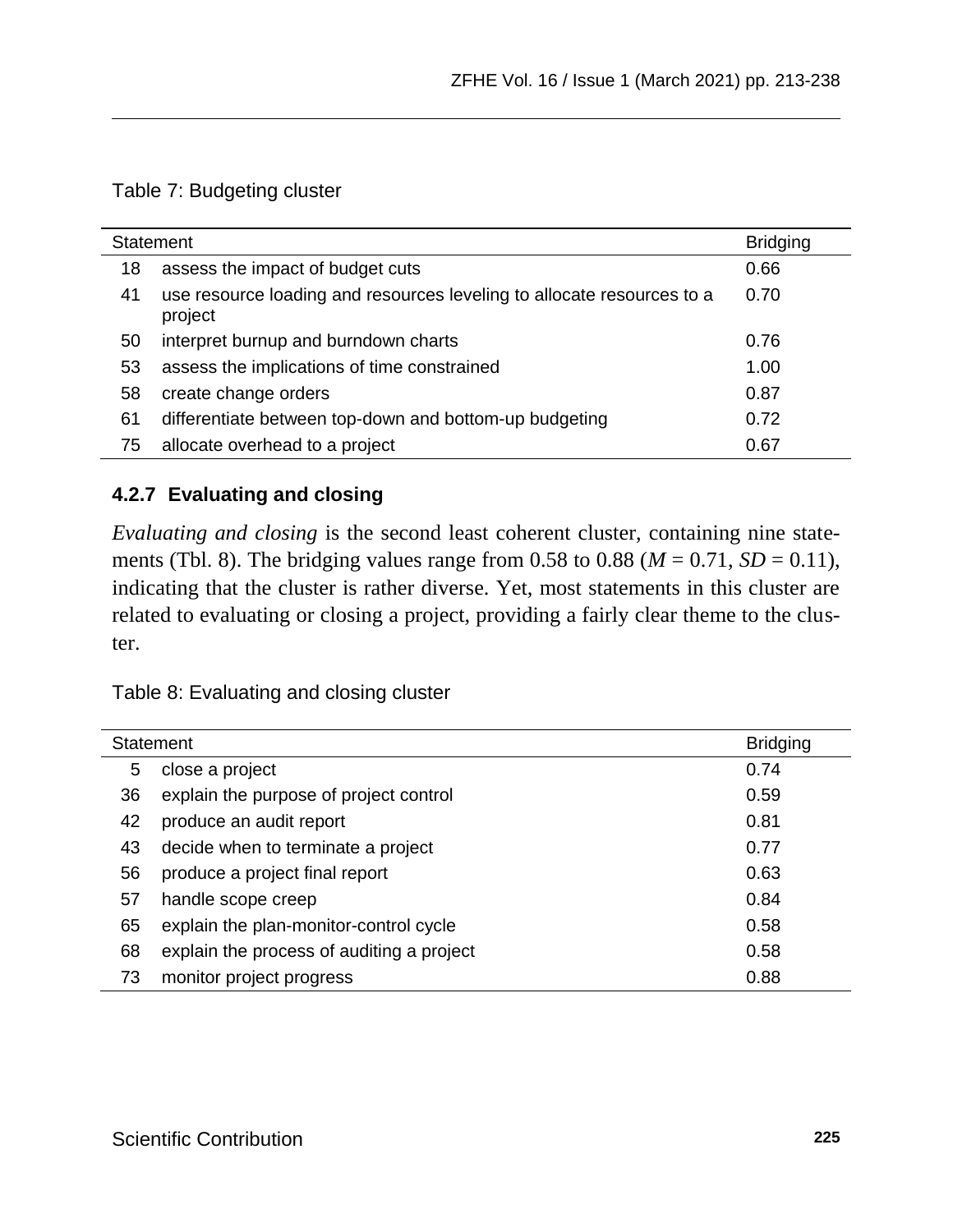Table 7: Budgeting cluster

| Statement | | Bridging |
|---|---|---|
| 18 | assess the impact of budget cuts | 0.66 |
| 41 | use resource loading and resources leveling to allocate resources to a project | 0.70 |
| 50 | interpret burnup and burndown charts | 0.76 |
| 53 | assess the implications of time constrained | 1.00 |
| 58 | create change orders | 0.87 |
| 61 | differentiate between top-down and bottom-up budgeting | 0.72 |
| 75 | allocate overhead to a project | 0.67 |

### 4.2.7 Evaluating and closing

*Evaluating and closing* is the second least coherent cluster, containing nine statements (Tbl. 8). The bridging values range from 0.58 to 0.88 ($M$ = 0.71, $SD$ = 0.11), indicating that the cluster is rather diverse. Yet, most statements in this cluster are related to evaluating or closing a project, providing a fairly clear theme to the cluster.

Table 8: Evaluating and closing cluster

| Statement | | Bridging |
|---|---|---|
| 5 | close a project | 0.74 |
| 36 | explain the purpose of project control | 0.59 |
| 42 | produce an audit report | 0.81 |
| 43 | decide when to terminate a project | 0.77 |
| 56 | produce a project final report | 0.63 |
| 57 | handle scope creep | 0.84 |
| 65 | explain the plan-monitor-control cycle | 0.58 |
| 68 | explain the process of auditing a project | 0.58 |
| 73 | monitor project progress | 0.88 |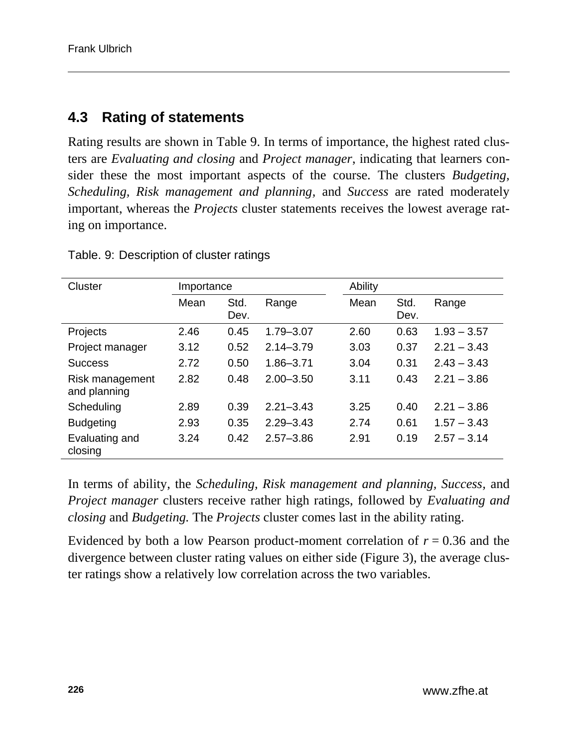## 4.3 Rating of statements

Rating results are shown in Table 9. In terms of importance, the highest rated clusters are *Evaluating and closing* and *Project manager,* indicating that learners consider these the most important aspects of the course. The clusters *Budgeting, Scheduling, Risk management and planning,* and *Success* are rated moderately important, whereas the *Projects* cluster statements receives the lowest average rating on importance.

Table. 9: Description of cluster ratings

| Cluster | Importance | | | Ability | | |
|---|---|---|---|---|---|---|
| | Mean | Std. Dev. | Range | Mean | Std. Dev. | Range |
| Projects | 2.46 | 0.45 | 1.79–3.07 | 2.60 | 0.63 | 1.93 – 3.57 |
| Project manager | 3.12 | 0.52 | 2.14–3.79 | 3.03 | 0.37 | 2.21 – 3.43 |
| Success | 2.72 | 0.50 | 1.86–3.71 | 3.04 | 0.31 | 2.43 – 3.43 |
| Risk management and planning | 2.82 | 0.48 | 2.00–3.50 | 3.11 | 0.43 | 2.21 – 3.86 |
| Scheduling | 2.89 | 0.39 | 2.21–3.43 | 3.25 | 0.40 | 2.21 – 3.86 |
| Budgeting | 2.93 | 0.35 | 2.29–3.43 | 2.74 | 0.61 | 1.57 – 3.43 |
| Evaluating and closing | 3.24 | 0.42 | 2.57–3.86 | 2.91 | 0.19 | 2.57 – 3.14 |

In terms of ability, the *Scheduling, Risk management and planning, Success,* and *Project manager* clusters receive rather high ratings, followed by *Evaluating and closing* and *Budgeting.* The *Projects* cluster comes last in the ability rating.

Evidenced by both a low Pearson product-moment correlation of $r = 0.36$ and the divergence between cluster rating values on either side (Figure 3), the average cluster ratings show a relatively low correlation across the two variables.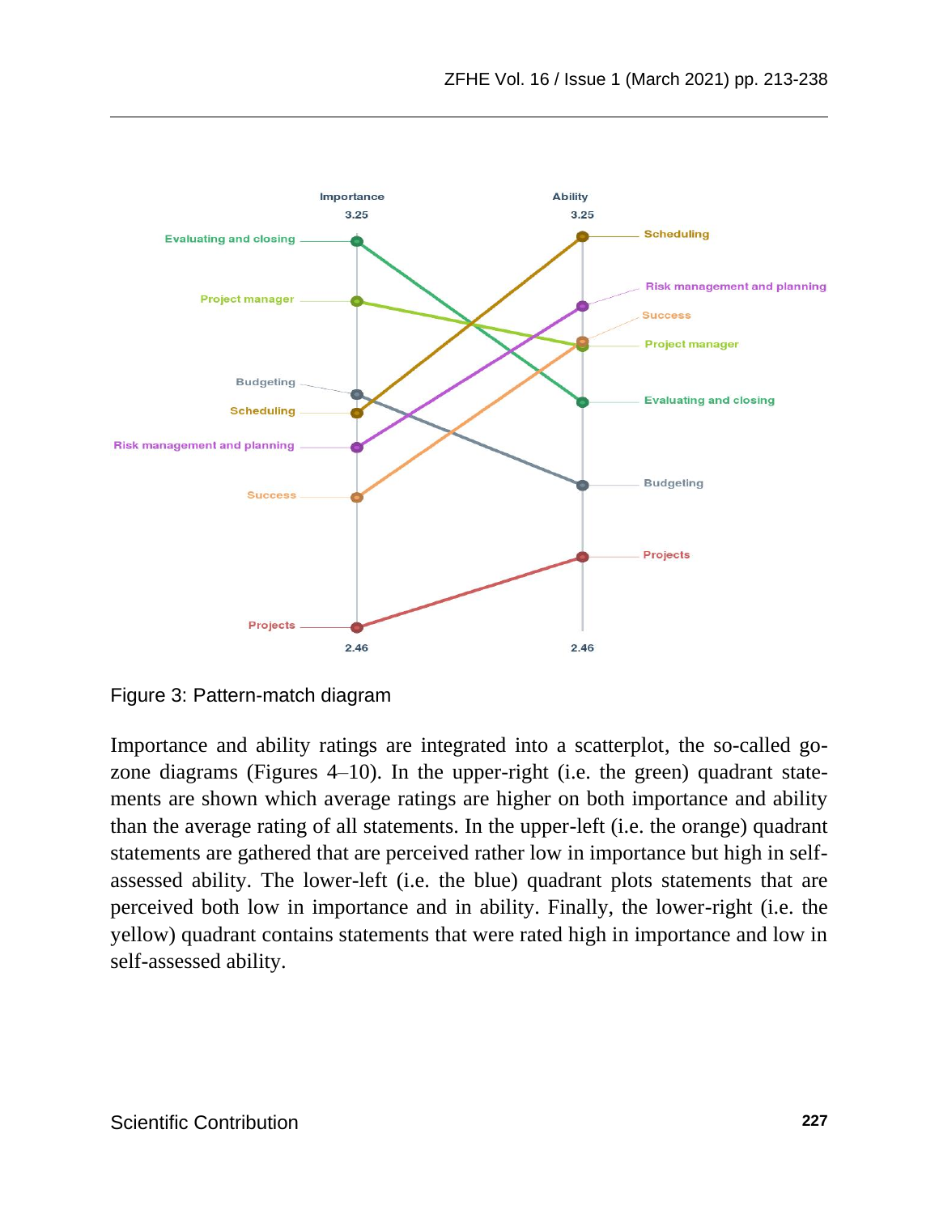Figure 3: Pattern-match diagram

Importance and ability ratings are integrated into a scatterplot, the so-called go-zone diagrams (Figures 4–10). In the upper-right (i.e. the green) quadrant statements are shown which average ratings are higher on both importance and ability than the average rating of all statements. In the upper-left (i.e. the orange) quadrant statements are gathered that are perceived rather low in importance but high in self-assessed ability. The lower-left (i.e. the blue) quadrant plots statements that are perceived both low in importance and in ability. Finally, the lower-right (i.e. the yellow) quadrant contains statements that were rated high in importance and low in self-assessed ability.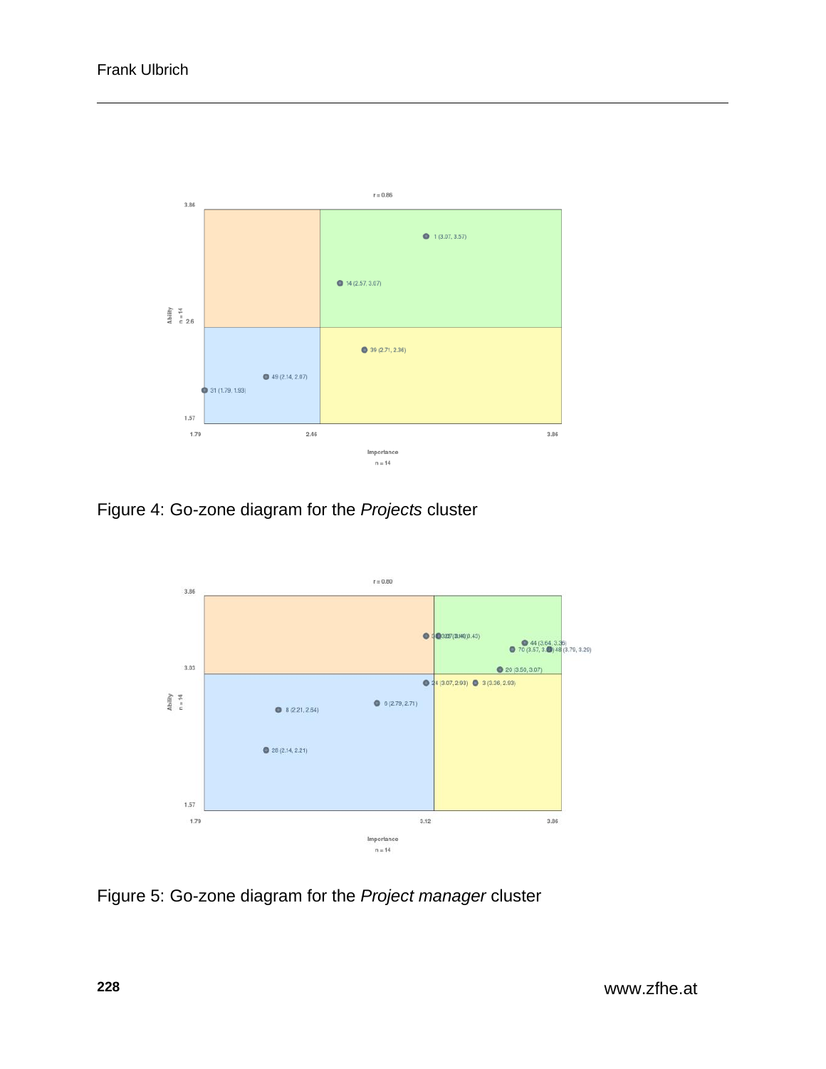Figure 4: Go-zone diagram for the *Projects* cluster

Figure 5: Go-zone diagram for the *Project manager* cluster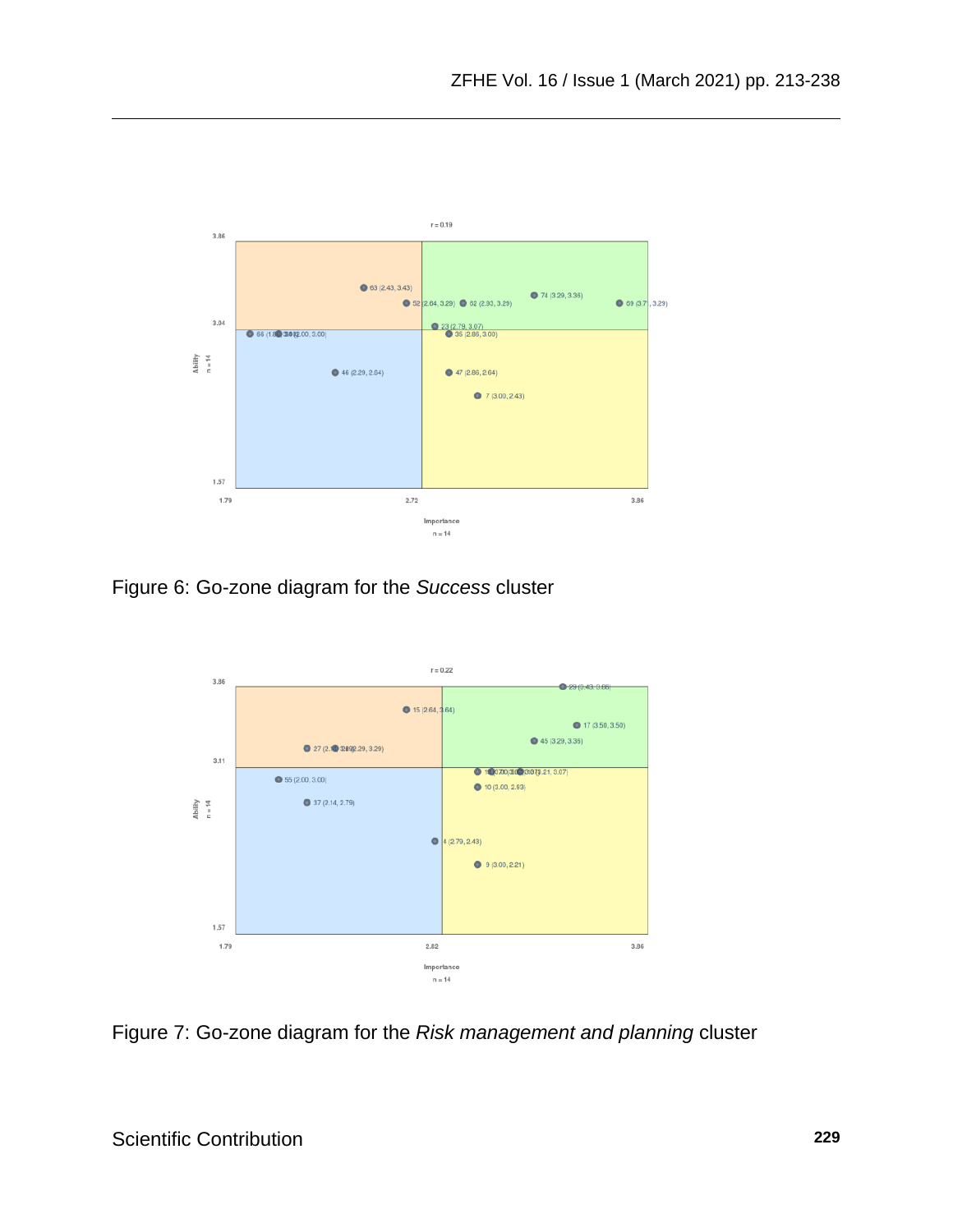Figure 6: Go-zone diagram for the *Success* cluster

Figure 7: Go-zone diagram for the *Risk management and planning* cluster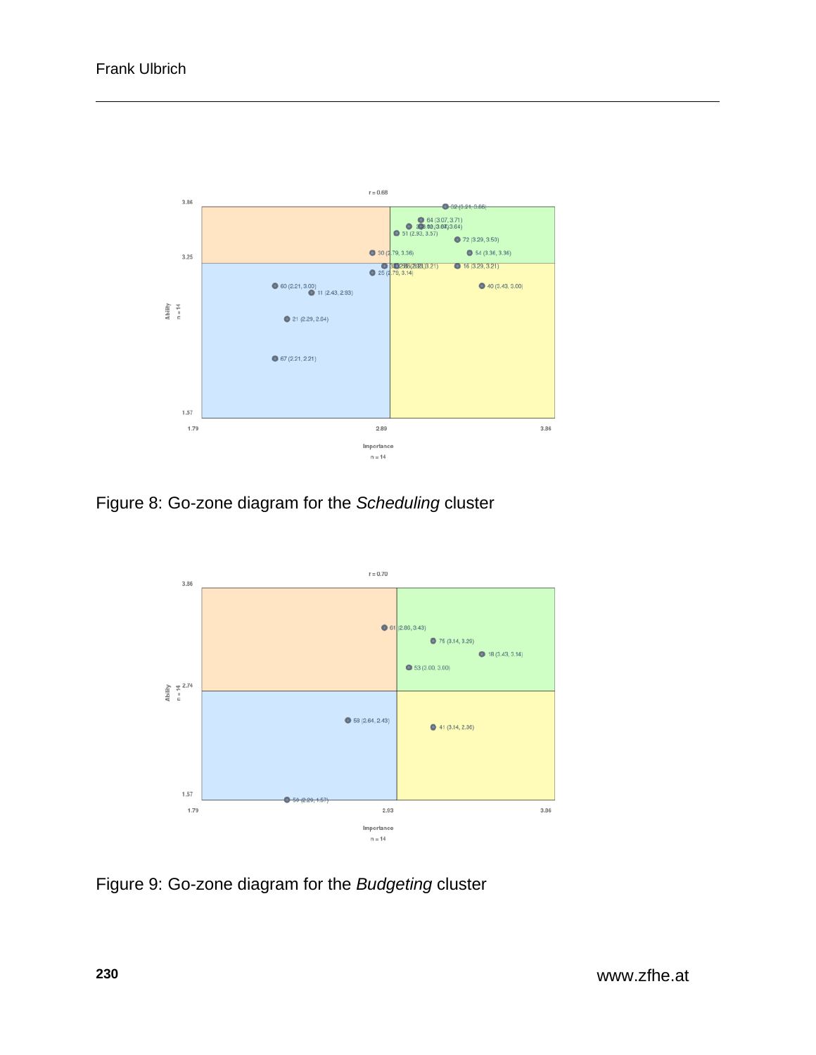Figure 8: Go-zone diagram for the *Scheduling* cluster

Figure 9: Go-zone diagram for the *Budgeting* cluster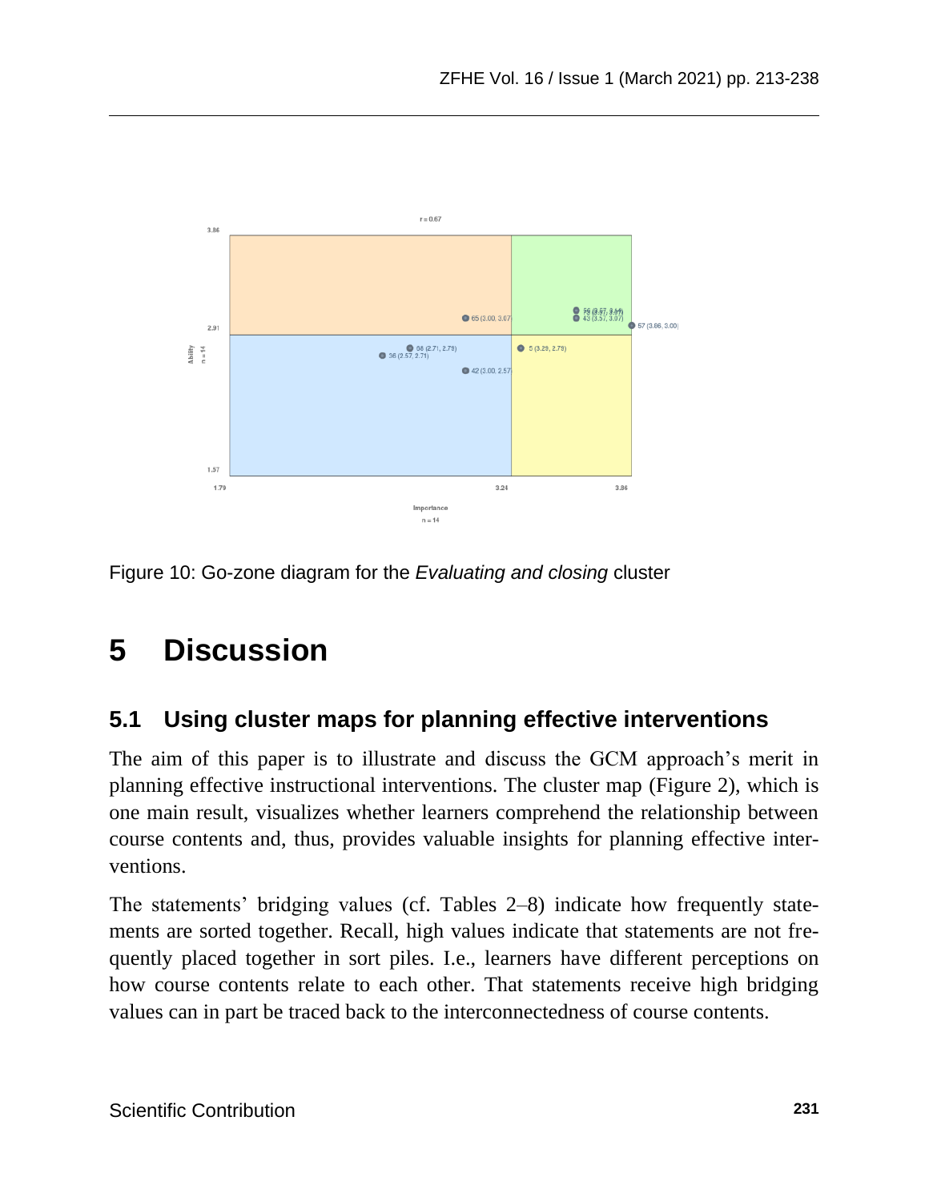Figure 10: Go-zone diagram for the *Evaluating and closing* cluster

# 5 Discussion

## 5.1 Using cluster maps for planning effective interventions

The aim of this paper is to illustrate and discuss the GCM approach's merit in planning effective instructional interventions. The cluster map (Figure 2), which is one main result, visualizes whether learners comprehend the relationship between course contents and, thus, provides valuable insights for planning effective interventions.

The statements' bridging values (cf. Tables 2–8) indicate how frequently statements are sorted together. Recall, high values indicate that statements are not frequently placed together in sort piles. I.e., learners have different perceptions on how course contents relate to each other. That statements receive high bridging values can in part be traced back to the interconnectedness of course contents.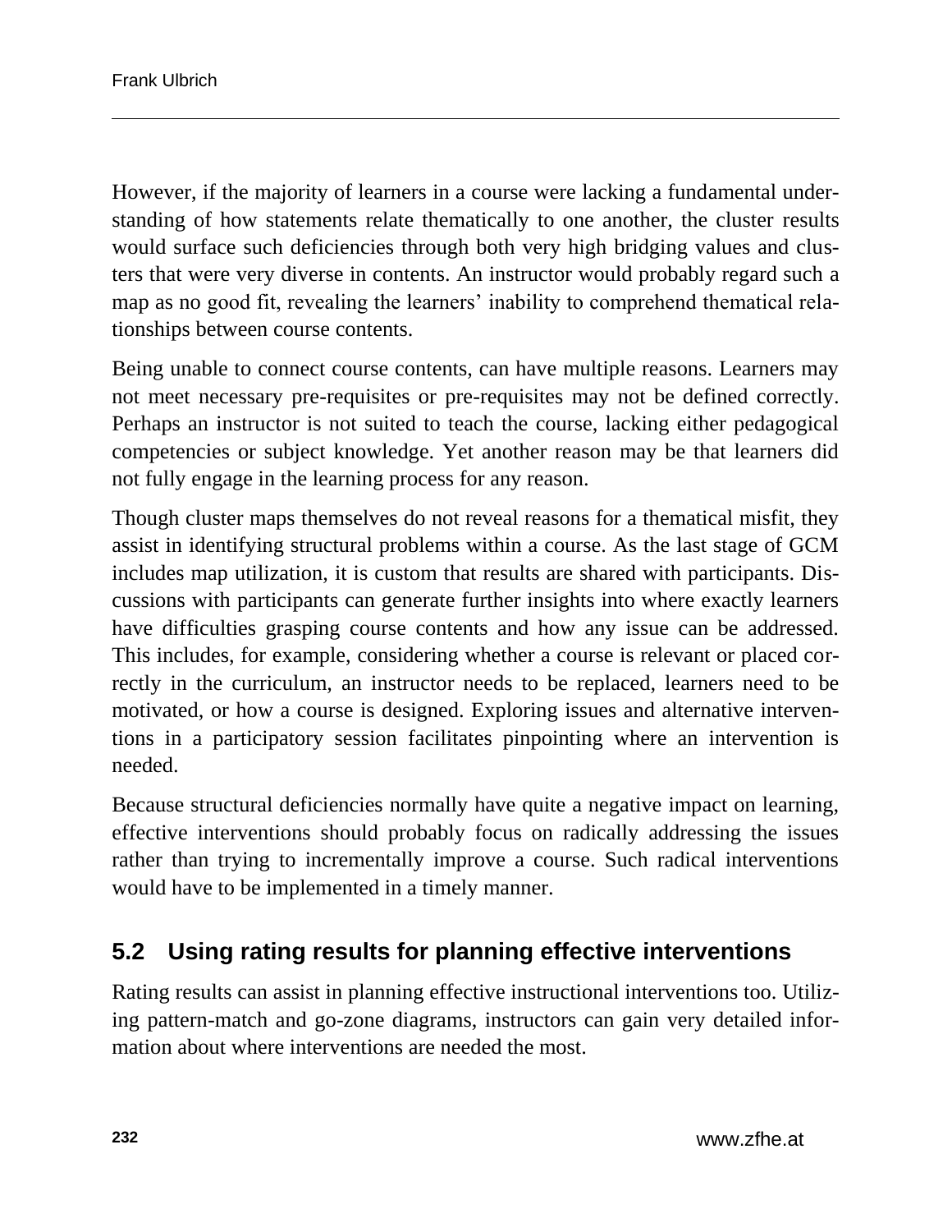However, if the majority of learners in a course were lacking a fundamental understanding of how statements relate thematically to one another, the cluster results would surface such deficiencies through both very high bridging values and clusters that were very diverse in contents. An instructor would probably regard such a map as no good fit, revealing the learners' inability to comprehend thematical relationships between course contents.

Being unable to connect course contents, can have multiple reasons. Learners may not meet necessary pre-requisites or pre-requisites may not be defined correctly. Perhaps an instructor is not suited to teach the course, lacking either pedagogical competencies or subject knowledge. Yet another reason may be that learners did not fully engage in the learning process for any reason.

Though cluster maps themselves do not reveal reasons for a thematical misfit, they assist in identifying structural problems within a course. As the last stage of GCM includes map utilization, it is custom that results are shared with participants. Discussions with participants can generate further insights into where exactly learners have difficulties grasping course contents and how any issue can be addressed. This includes, for example, considering whether a course is relevant or placed correctly in the curriculum, an instructor needs to be replaced, learners need to be motivated, or how a course is designed. Exploring issues and alternative interventions in a participatory session facilitates pinpointing where an intervention is needed.

Because structural deficiencies normally have quite a negative impact on learning, effective interventions should probably focus on radically addressing the issues rather than trying to incrementally improve a course. Such radical interventions would have to be implemented in a timely manner.

## 5.2 Using rating results for planning effective interventions

Rating results can assist in planning effective instructional interventions too. Utilizing pattern-match and go-zone diagrams, instructors can gain very detailed information about where interventions are needed the most.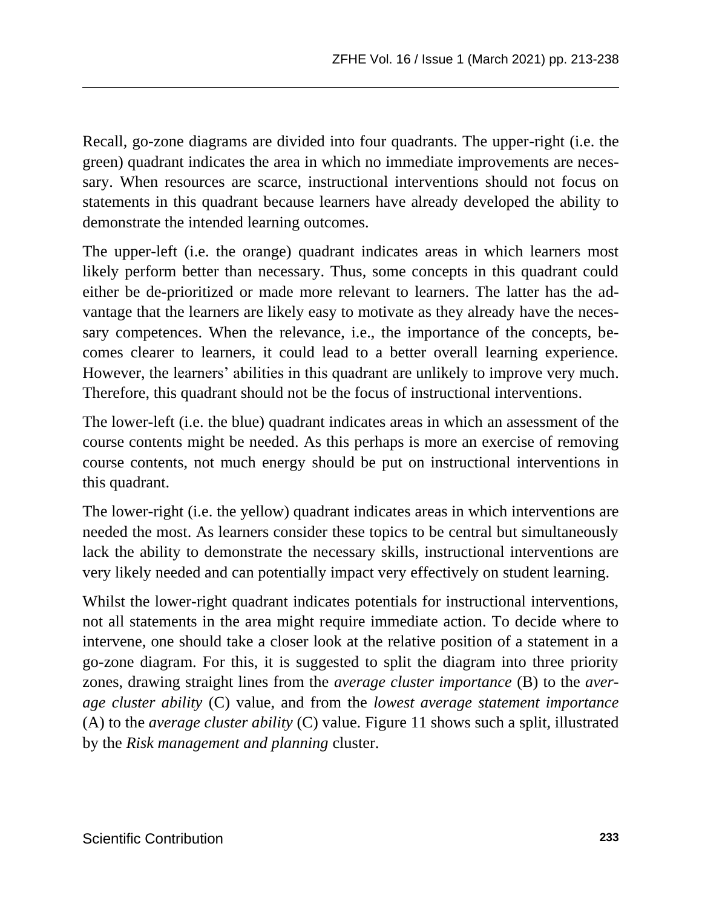Recall, go-zone diagrams are divided into four quadrants. The upper-right (i.e. the green) quadrant indicates the area in which no immediate improvements are necessary. When resources are scarce, instructional interventions should not focus on statements in this quadrant because learners have already developed the ability to demonstrate the intended learning outcomes.

The upper-left (i.e. the orange) quadrant indicates areas in which learners most likely perform better than necessary. Thus, some concepts in this quadrant could either be de-prioritized or made more relevant to learners. The latter has the advantage that the learners are likely easy to motivate as they already have the necessary competences. When the relevance, i.e., the importance of the concepts, becomes clearer to learners, it could lead to a better overall learning experience. However, the learners' abilities in this quadrant are unlikely to improve very much. Therefore, this quadrant should not be the focus of instructional interventions.

The lower-left (i.e. the blue) quadrant indicates areas in which an assessment of the course contents might be needed. As this perhaps is more an exercise of removing course contents, not much energy should be put on instructional interventions in this quadrant.

The lower-right (i.e. the yellow) quadrant indicates areas in which interventions are needed the most. As learners consider these topics to be central but simultaneously lack the ability to demonstrate the necessary skills, instructional interventions are very likely needed and can potentially impact very effectively on student learning.

Whilst the lower-right quadrant indicates potentials for instructional interventions, not all statements in the area might require immediate action. To decide where to intervene, one should take a closer look at the relative position of a statement in a go-zone diagram. For this, it is suggested to split the diagram into three priority zones, drawing straight lines from the *average cluster importance* (B) to the *average cluster ability* (C) value, and from the *lowest average statement importance* (A) to the *average cluster ability* (C) value. Figure 11 shows such a split, illustrated by the *Risk management and planning* cluster.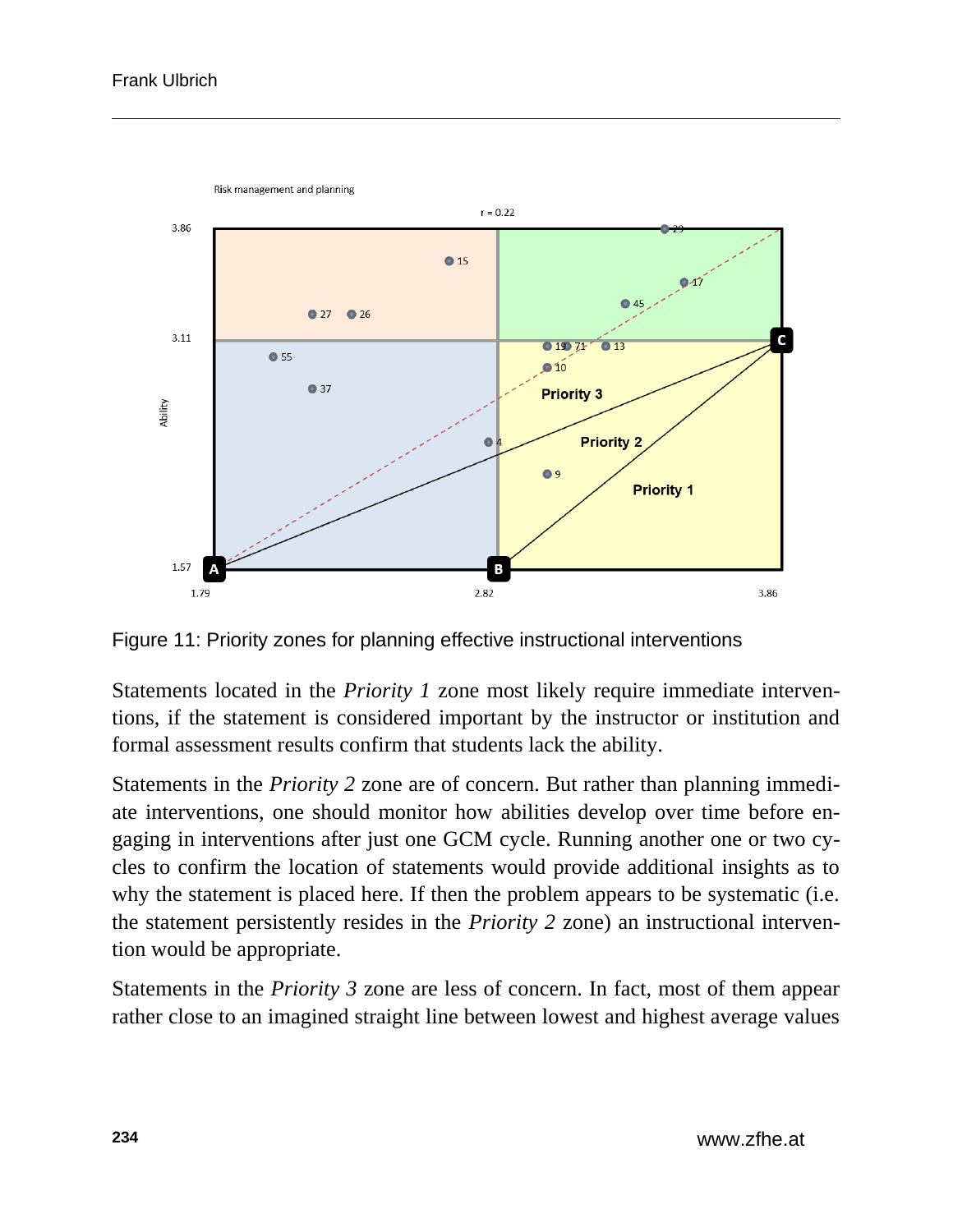Figure 11: Priority zones for planning effective instructional interventions

Statements located in the *Priority 1* zone most likely require immediate interventions, if the statement is considered important by the instructor or institution and formal assessment results confirm that students lack the ability.

Statements in the *Priority 2* zone are of concern. But rather than planning immediate interventions, one should monitor how abilities develop over time before engaging in interventions after just one GCM cycle. Running another one or two cycles to confirm the location of statements would provide additional insights as to why the statement is placed here. If then the problem appears to be systematic (i.e. the statement persistently resides in the *Priority 2* zone) an instructional intervention would be appropriate.

Statements in the *Priority 3* zone are less of concern. In fact, most of them appear rather close to an imagined straight line between lowest and highest average values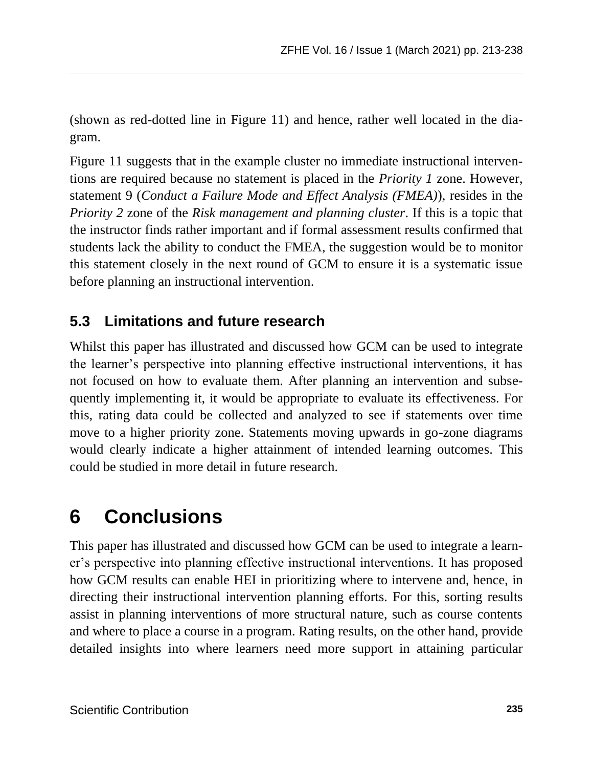(shown as red-dotted line in Figure 11) and hence, rather well located in the diagram.

Figure 11 suggests that in the example cluster no immediate instructional interventions are required because no statement is placed in the *Priority 1* zone. However, statement 9 (*Conduct a Failure Mode and Effect Analysis (FMEA)*), resides in the *Priority 2* zone of the *Risk management and planning cluster*. If this is a topic that the instructor finds rather important and if formal assessment results confirmed that students lack the ability to conduct the FMEA, the suggestion would be to monitor this statement closely in the next round of GCM to ensure it is a systematic issue before planning an instructional intervention.

### 5.3 Limitations and future research

Whilst this paper has illustrated and discussed how GCM can be used to integrate the learner's perspective into planning effective instructional interventions, it has not focused on how to evaluate them. After planning an intervention and subsequently implementing it, it would be appropriate to evaluate its effectiveness. For this, rating data could be collected and analyzed to see if statements over time move to a higher priority zone. Statements moving upwards in go-zone diagrams would clearly indicate a higher attainment of intended learning outcomes. This could be studied in more detail in future research.

# 6 Conclusions

This paper has illustrated and discussed how GCM can be used to integrate a learner's perspective into planning effective instructional interventions. It has proposed how GCM results can enable HEI in prioritizing where to intervene and, hence, in directing their instructional intervention planning efforts. For this, sorting results assist in planning interventions of more structural nature, such as course contents and where to place a course in a program. Rating results, on the other hand, provide detailed insights into where learners need more support in attaining particular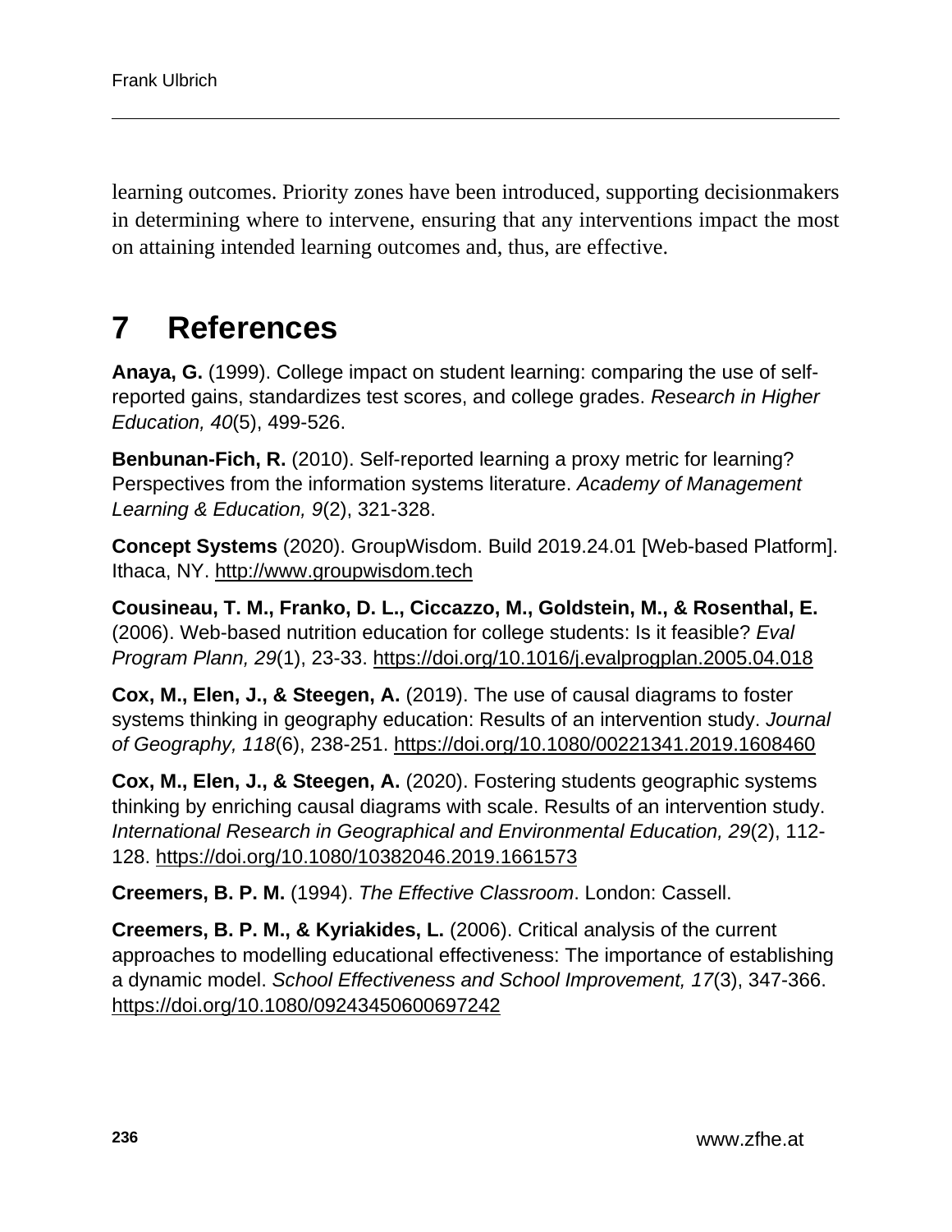learning outcomes. Priority zones have been introduced, supporting decisionmakers in determining where to intervene, ensuring that any interventions impact the most on attaining intended learning outcomes and, thus, are effective.

# 7 References

**Anaya, G.** (1999). College impact on student learning: comparing the use of self-reported gains, standardizes test scores, and college grades. *Research in Higher Education, 40*(5), 499-526.

**Benbunan-Fich, R.** (2010). Self-reported learning a proxy metric for learning? Perspectives from the information systems literature. *Academy of Management Learning & Education, 9*(2), 321-328.

**Concept Systems** (2020). GroupWisdom. Build 2019.24.01 [Web-based Platform]. Ithaca, NY. http://www.groupwisdom.tech

**Cousineau, T. M., Franko, D. L., Ciccazzo, M., Goldstein, M., & Rosenthal, E.** (2006). Web-based nutrition education for college students: Is it feasible? *Eval Program Plann, 29*(1), 23-33. https://doi.org/10.1016/j.evalprogplan.2005.04.018

**Cox, M., Elen, J., & Steegen, A.** (2019). The use of causal diagrams to foster systems thinking in geography education: Results of an intervention study. *Journal of Geography, 118*(6), 238-251. https://doi.org/10.1080/00221341.2019.1608460

**Cox, M., Elen, J., & Steegen, A.** (2020). Fostering students geographic systems thinking by enriching causal diagrams with scale. Results of an intervention study. *International Research in Geographical and Environmental Education, 29*(2), 112-128. https://doi.org/10.1080/10382046.2019.1661573

**Creemers, B. P. M.** (1994). *The Effective Classroom*. London: Cassell.

**Creemers, B. P. M., & Kyriakides, L.** (2006). Critical analysis of the current approaches to modelling educational effectiveness: The importance of establishing a dynamic model. *School Effectiveness and School Improvement, 17*(3), 347-366. https://doi.org/10.1080/09243450600697242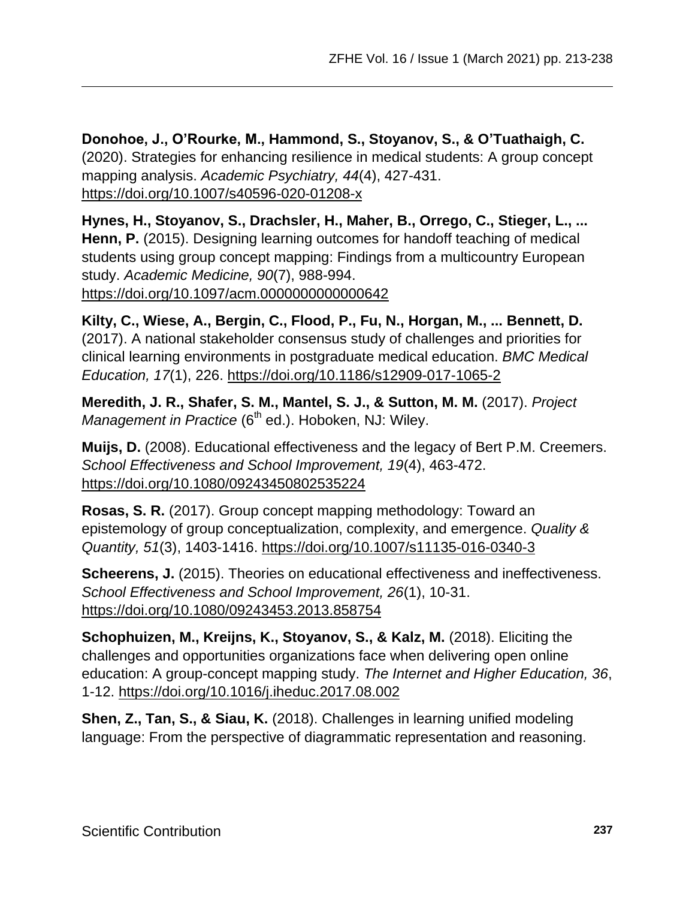**Donohoe, J., O'Rourke, M., Hammond, S., Stoyanov, S., & O'Tuathaigh, C.** (2020). Strategies for enhancing resilience in medical students: A group concept mapping analysis. *Academic Psychiatry, 44*(4), 427-431. https://doi.org/10.1007/s40596-020-01208-x

**Hynes, H., Stoyanov, S., Drachsler, H., Maher, B., Orrego, C., Stieger, L., ... Henn, P.** (2015). Designing learning outcomes for handoff teaching of medical students using group concept mapping: Findings from a multicountry European study. *Academic Medicine, 90*(7), 988-994. https://doi.org/10.1097/acm.0000000000000642

**Kilty, C., Wiese, A., Bergin, C., Flood, P., Fu, N., Horgan, M., ... Bennett, D.** (2017). A national stakeholder consensus study of challenges and priorities for clinical learning environments in postgraduate medical education. *BMC Medical Education, 17*(1), 226. https://doi.org/10.1186/s12909-017-1065-2

**Meredith, J. R., Shafer, S. M., Mantel, S. J., & Sutton, M. M.** (2017). *Project Management in Practice* (6th ed.). Hoboken, NJ: Wiley.

**Muijs, D.** (2008). Educational effectiveness and the legacy of Bert P.M. Creemers. *School Effectiveness and School Improvement, 19*(4), 463-472. https://doi.org/10.1080/09243450802535224

**Rosas, S. R.** (2017). Group concept mapping methodology: Toward an epistemology of group conceptualization, complexity, and emergence. *Quality & Quantity, 51*(3), 1403-1416. https://doi.org/10.1007/s11135-016-0340-3

**Scheerens, J.** (2015). Theories on educational effectiveness and ineffectiveness. *School Effectiveness and School Improvement, 26*(1), 10-31. https://doi.org/10.1080/09243453.2013.858754

**Schophuizen, M., Kreijns, K., Stoyanov, S., & Kalz, M.** (2018). Eliciting the challenges and opportunities organizations face when delivering open online education: A group-concept mapping study. *The Internet and Higher Education, 36*, 1-12. https://doi.org/10.1016/j.iheduc.2017.08.002

**Shen, Z., Tan, S., & Siau, K.** (2018). Challenges in learning unified modeling language: From the perspective of diagrammatic representation and reasoning.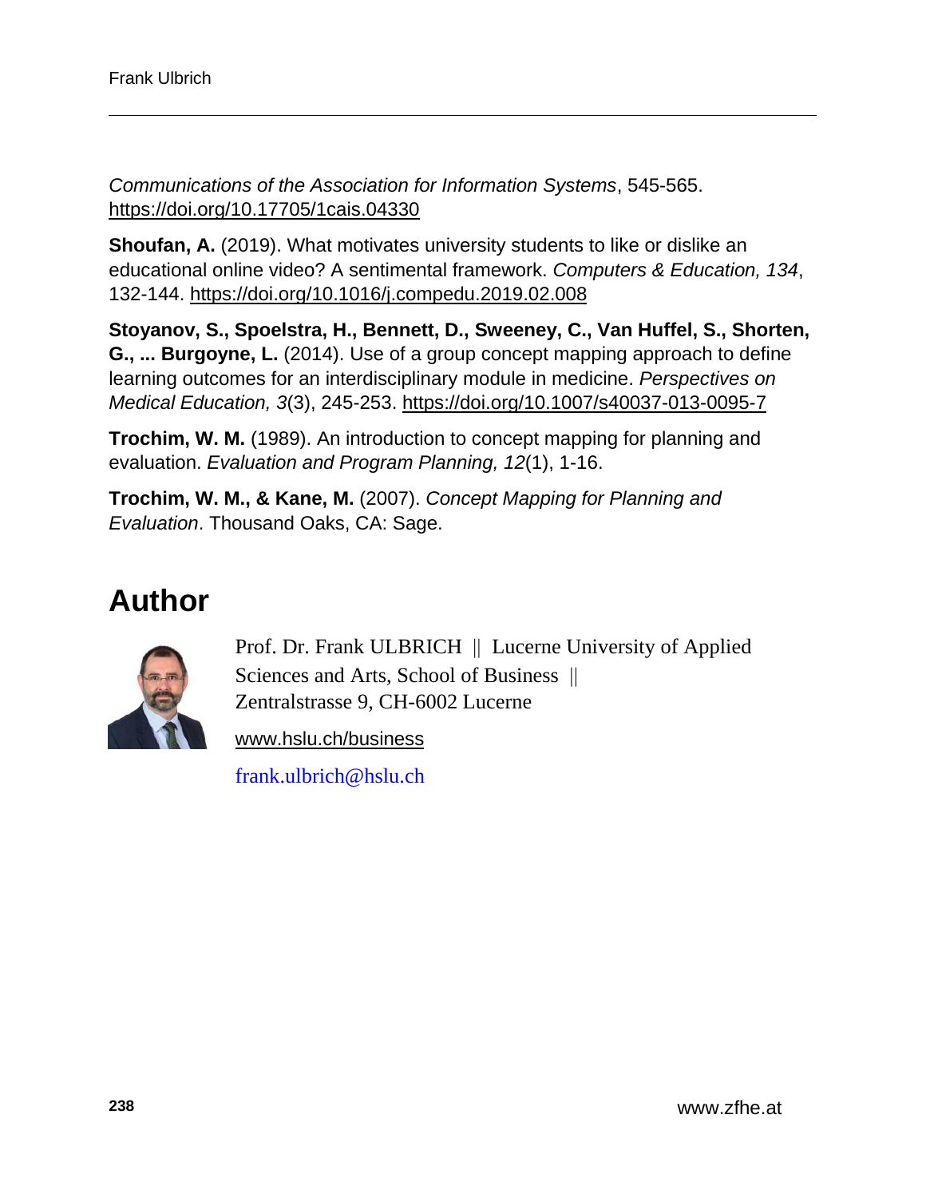*Communications of the Association for Information Systems*, 545-565. https://doi.org/10.17705/1cais.04330

**Shoufan, A.** (2019). What motivates university students to like or dislike an educational online video? A sentimental framework. *Computers & Education, 134*, 132-144. https://doi.org/10.1016/j.compedu.2019.02.008

**Stoyanov, S., Spoelstra, H., Bennett, D., Sweeney, C., Van Huffel, S., Shorten, G., ... Burgoyne, L.** (2014). Use of a group concept mapping approach to define learning outcomes for an interdisciplinary module in medicine. *Perspectives on Medical Education, 3*(3), 245-253. https://doi.org/10.1007/s40037-013-0095-7

**Trochim, W. M.** (1989). An introduction to concept mapping for planning and evaluation. *Evaluation and Program Planning, 12*(1), 1-16.

**Trochim, W. M., & Kane, M.** (2007). *Concept Mapping for Planning and Evaluation*. Thousand Oaks, CA: Sage.

## Author

Prof. Dr. Frank ULBRICH || Lucerne University of Applied Sciences and Arts, School of Business || Zentralstrasse 9, CH-6002 Lucerne

www.hslu.ch/business

frank.ulbrich@hslu.ch